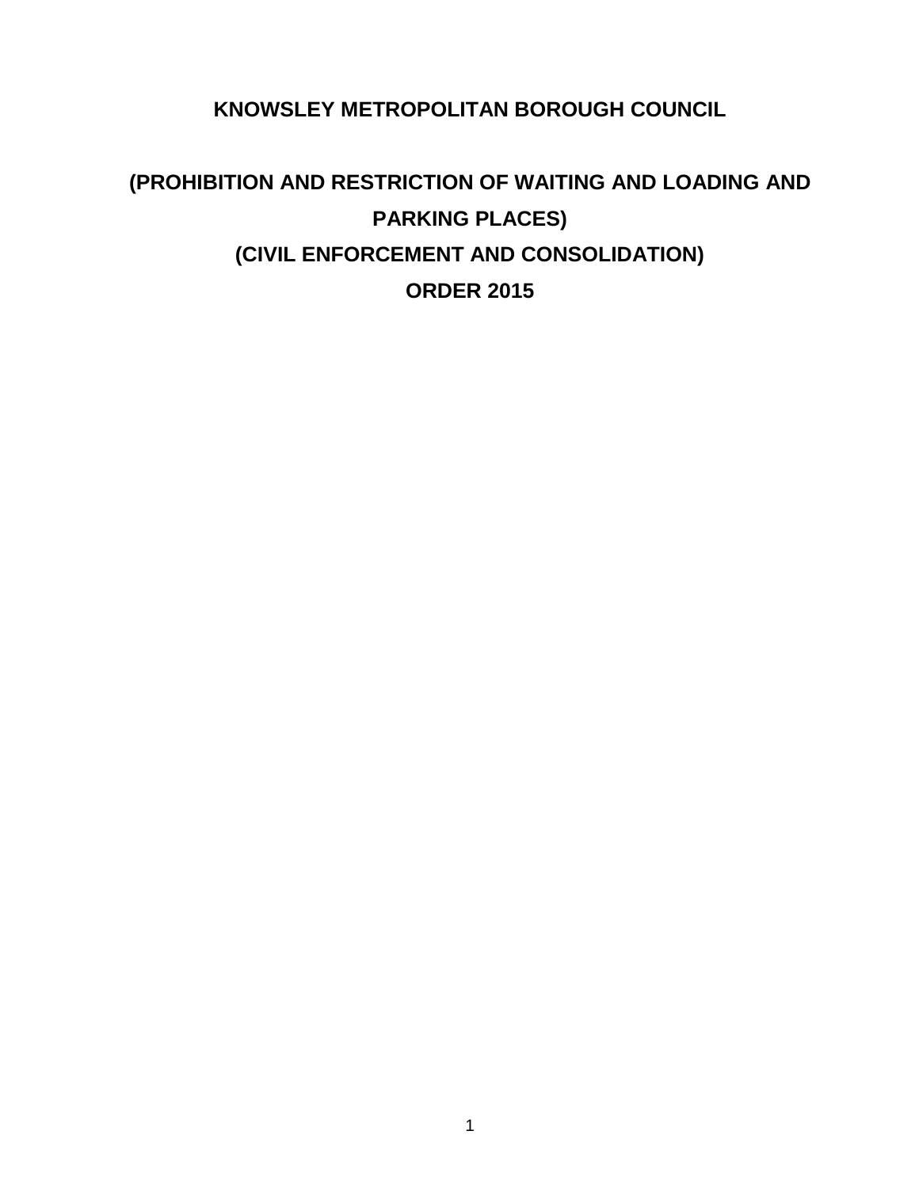# KNOWSLEY METROPOLITAN BOROUGH COUNCIL

# (PROHIBITION AND RESTRICTION OF WAITING AND LOADING AND PARKING PLACES)

# (CIVIL ENFORCEMENT AND CONSOLIDATION)

# ORDER 2015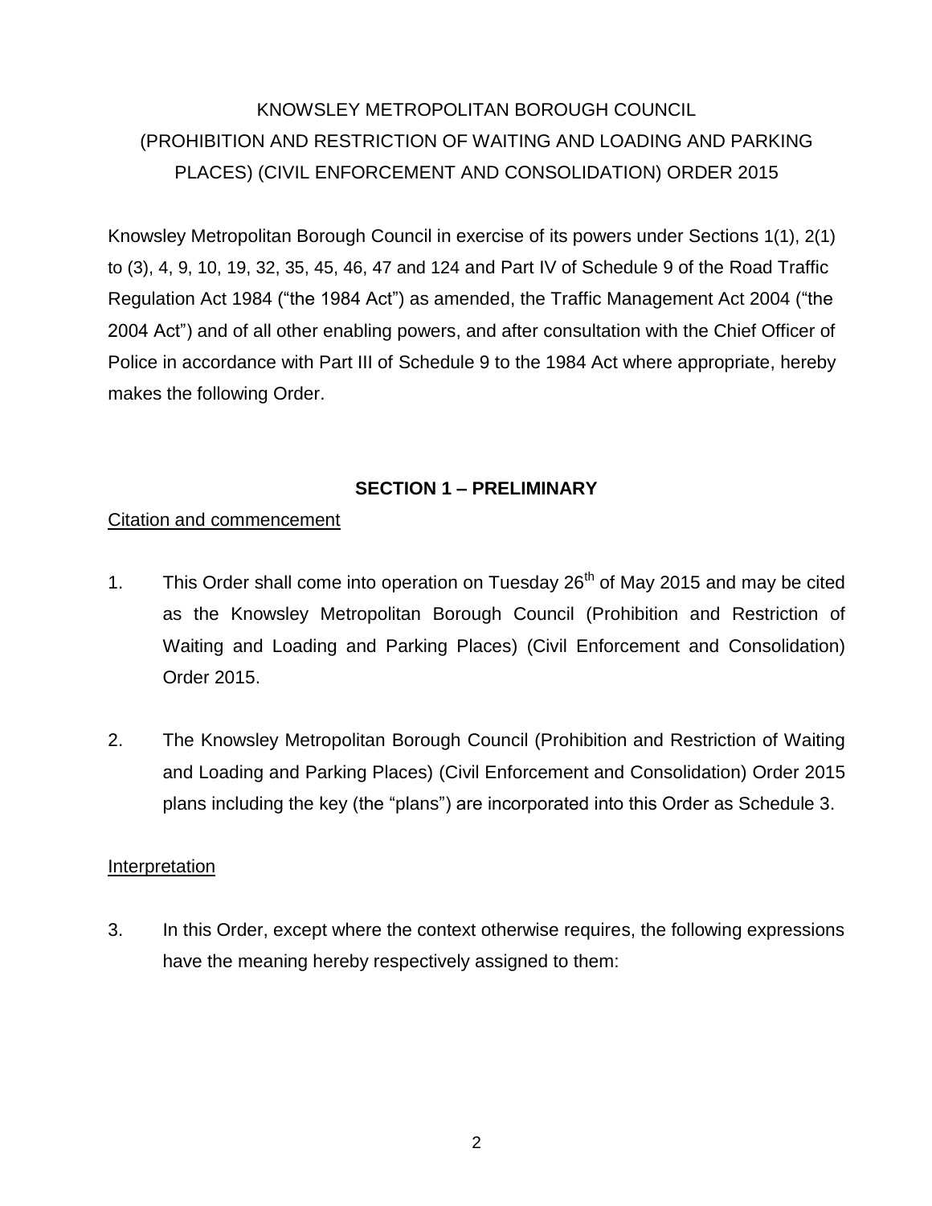# KNOWSLEY METROPOLITAN BOROUGH COUNCIL (PROHIBITION AND RESTRICTION OF WAITING AND LOADING AND PARKING PLACES) (CIVIL ENFORCEMENT AND CONSOLIDATION) ORDER 2015

Knowsley Metropolitan Borough Council in exercise of its powers under Sections 1(1), 2(1) to (3), 4, 9, 10, 19, 32, 35, 45, 46, 47 and 124 and Part IV of Schedule 9 of the Road Traffic Regulation Act 1984 ("the 1984 Act") as amended, the Traffic Management Act 2004 ("the 2004 Act") and of all other enabling powers, and after consultation with the Chief Officer of Police in accordance with Part III of Schedule 9 to the 1984 Act where appropriate, hereby makes the following Order.

## SECTION 1 – PRELIMINARY

Citation and commencement

1. This Order shall come into operation on Tuesday 26th of May 2015 and may be cited as the Knowsley Metropolitan Borough Council (Prohibition and Restriction of Waiting and Loading and Parking Places) (Civil Enforcement and Consolidation) Order 2015.

2. The Knowsley Metropolitan Borough Council (Prohibition and Restriction of Waiting and Loading and Parking Places) (Civil Enforcement and Consolidation) Order 2015 plans including the key (the "plans") are incorporated into this Order as Schedule 3.

Interpretation

3. In this Order, except where the context otherwise requires, the following expressions have the meaning hereby respectively assigned to them: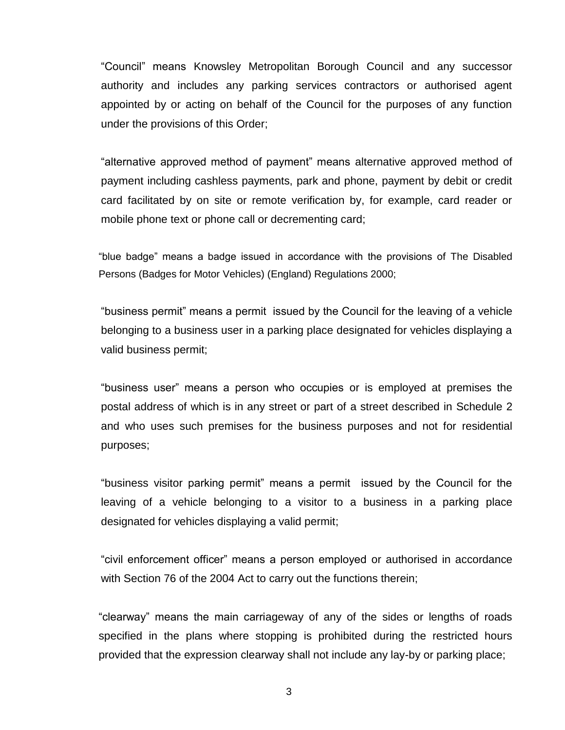"Council" means Knowsley Metropolitan Borough Council and any successor authority and includes any parking services contractors or authorised agent appointed by or acting on behalf of the Council for the purposes of any function under the provisions of this Order;

"alternative approved method of payment" means alternative approved method of payment including cashless payments, park and phone, payment by debit or credit card facilitated by on site or remote verification by, for example, card reader or mobile phone text or phone call or decrementing card;

"blue badge" means a badge issued in accordance with the provisions of The Disabled Persons (Badges for Motor Vehicles) (England) Regulations 2000;

"business permit" means a permit issued by the Council for the leaving of a vehicle belonging to a business user in a parking place designated for vehicles displaying a valid business permit;

"business user" means a person who occupies or is employed at premises the postal address of which is in any street or part of a street described in Schedule 2 and who uses such premises for the business purposes and not for residential purposes;

"business visitor parking permit" means a permit issued by the Council for the leaving of a vehicle belonging to a visitor to a business in a parking place designated for vehicles displaying a valid permit;

"civil enforcement officer" means a person employed or authorised in accordance with Section 76 of the 2004 Act to carry out the functions therein;

"clearway" means the main carriageway of any of the sides or lengths of roads specified in the plans where stopping is prohibited during the restricted hours provided that the expression clearway shall not include any lay-by or parking place;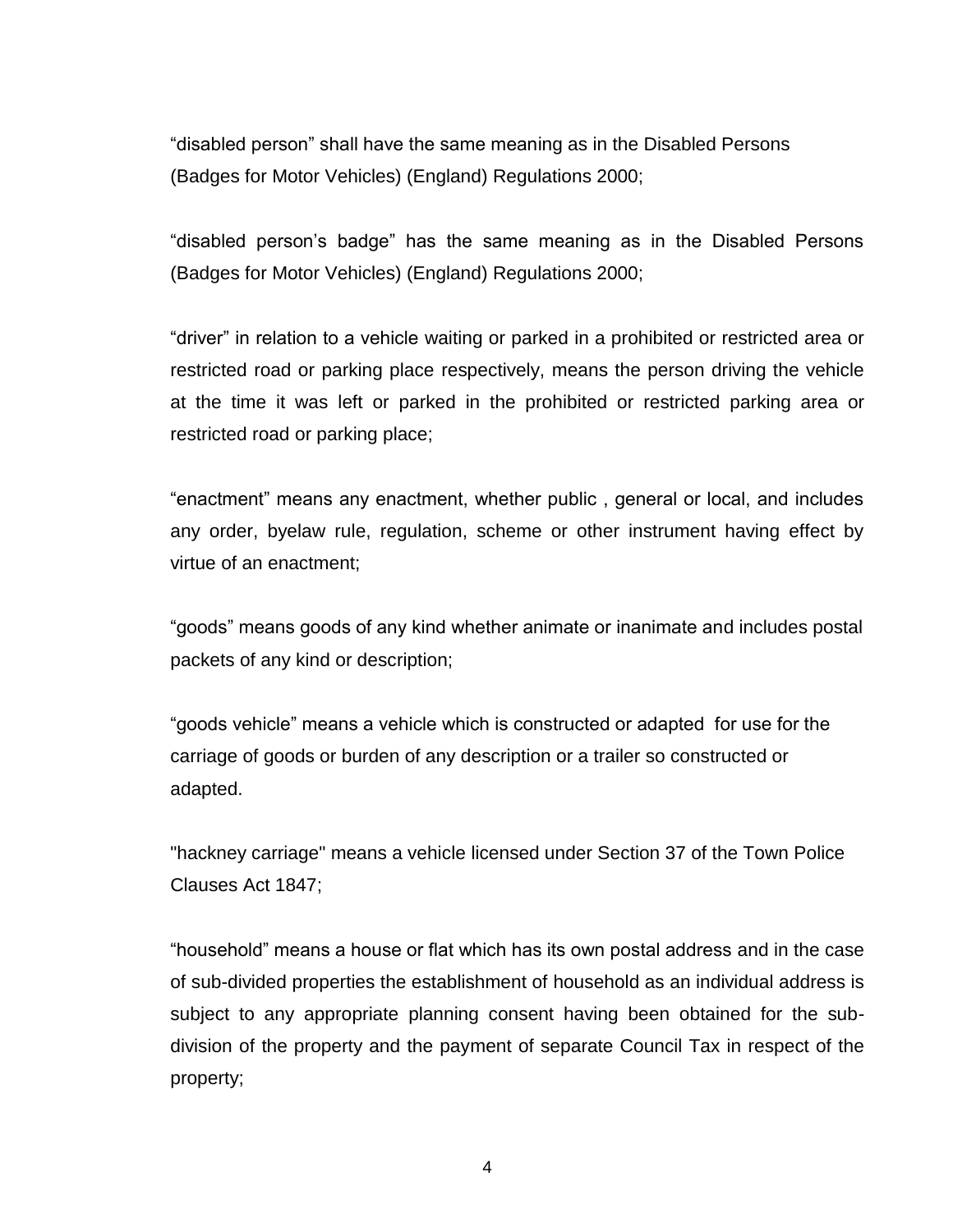“disabled person” shall have the same meaning as in the Disabled Persons (Badges for Motor Vehicles) (England) Regulations 2000;

“disabled person’s badge” has the same meaning as in the Disabled Persons (Badges for Motor Vehicles) (England) Regulations 2000;

“driver” in relation to a vehicle waiting or parked in a prohibited or restricted area or restricted road or parking place respectively, means the person driving the vehicle at the time it was left or parked in the prohibited or restricted parking area or restricted road or parking place;

“enactment” means any enactment, whether public , general or local, and includes any order, byelaw rule, regulation, scheme or other instrument having effect by virtue of an enactment;

“goods” means goods of any kind whether animate or inanimate and includes postal packets of any kind or description;

“goods vehicle” means a vehicle which is constructed or adapted for use for the carriage of goods or burden of any description or a trailer so constructed or adapted.

"hackney carriage" means a vehicle licensed under Section 37 of the Town Police Clauses Act 1847;

“household” means a house or flat which has its own postal address and in the case of sub-divided properties the establishment of household as an individual address is subject to any appropriate planning consent having been obtained for the sub-division of the property and the payment of separate Council Tax in respect of the property;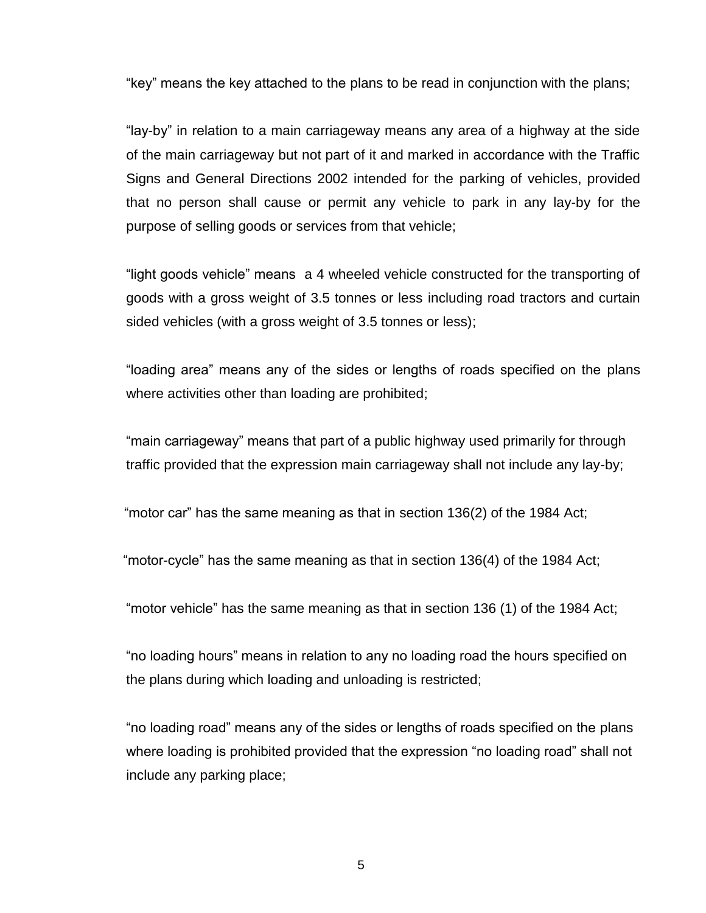“key” means the key attached to the plans to be read in conjunction with the plans;

“lay-by” in relation to a main carriageway means any area of a highway at the side of the main carriageway but not part of it and marked in accordance with the Traffic Signs and General Directions 2002 intended for the parking of vehicles, provided that no person shall cause or permit any vehicle to park in any lay-by for the purpose of selling goods or services from that vehicle;

“light goods vehicle” means a 4 wheeled vehicle constructed for the transporting of goods with a gross weight of 3.5 tonnes or less including road tractors and curtain sided vehicles (with a gross weight of 3.5 tonnes or less);

“loading area” means any of the sides or lengths of roads specified on the plans where activities other than loading are prohibited;

“main carriageway” means that part of a public highway used primarily for through traffic provided that the expression main carriageway shall not include any lay-by;

“motor car” has the same meaning as that in section 136(2) of the 1984 Act;

“motor-cycle” has the same meaning as that in section 136(4) of the 1984 Act;

“motor vehicle” has the same meaning as that in section 136 (1) of the 1984 Act;

“no loading hours” means in relation to any no loading road the hours specified on the plans during which loading and unloading is restricted;

“no loading road” means any of the sides or lengths of roads specified on the plans where loading is prohibited provided that the expression “no loading road” shall not include any parking place;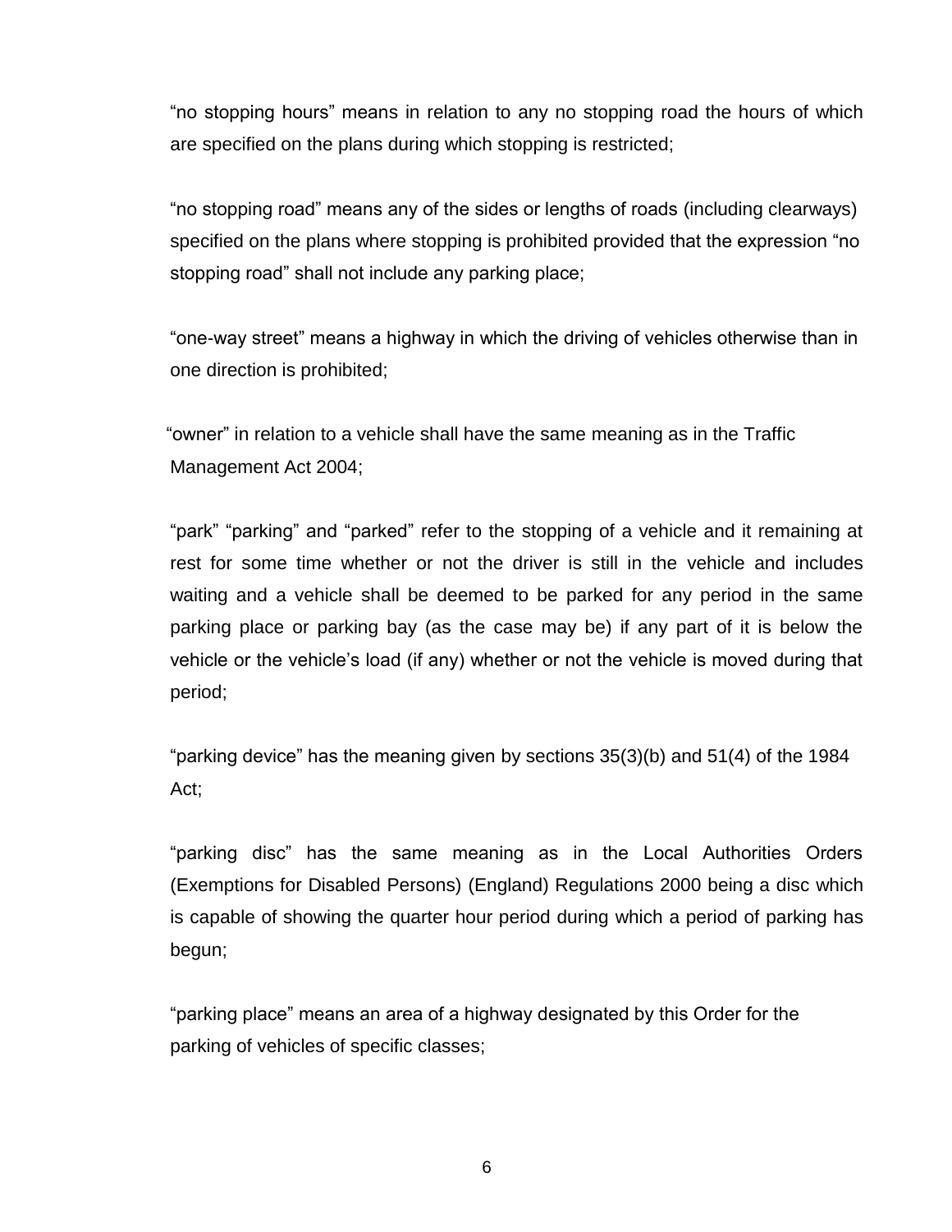"no stopping hours" means in relation to any no stopping road the hours of which are specified on the plans during which stopping is restricted;

"no stopping road" means any of the sides or lengths of roads (including clearways) specified on the plans where stopping is prohibited provided that the expression "no stopping road" shall not include any parking place;

"one-way street" means a highway in which the driving of vehicles otherwise than in one direction is prohibited;

"owner" in relation to a vehicle shall have the same meaning as in the Traffic Management Act 2004;

"park" "parking" and "parked" refer to the stopping of a vehicle and it remaining at rest for some time whether or not the driver is still in the vehicle and includes waiting and a vehicle shall be deemed to be parked for any period in the same parking place or parking bay (as the case may be) if any part of it is below the vehicle or the vehicle's load (if any) whether or not the vehicle is moved during that period;

"parking device" has the meaning given by sections 35(3)(b) and 51(4) of the 1984 Act;

"parking disc" has the same meaning as in the Local Authorities Orders (Exemptions for Disabled Persons) (England) Regulations 2000 being a disc which is capable of showing the quarter hour period during which a period of parking has begun;

"parking place" means an area of a highway designated by this Order for the parking of vehicles of specific classes;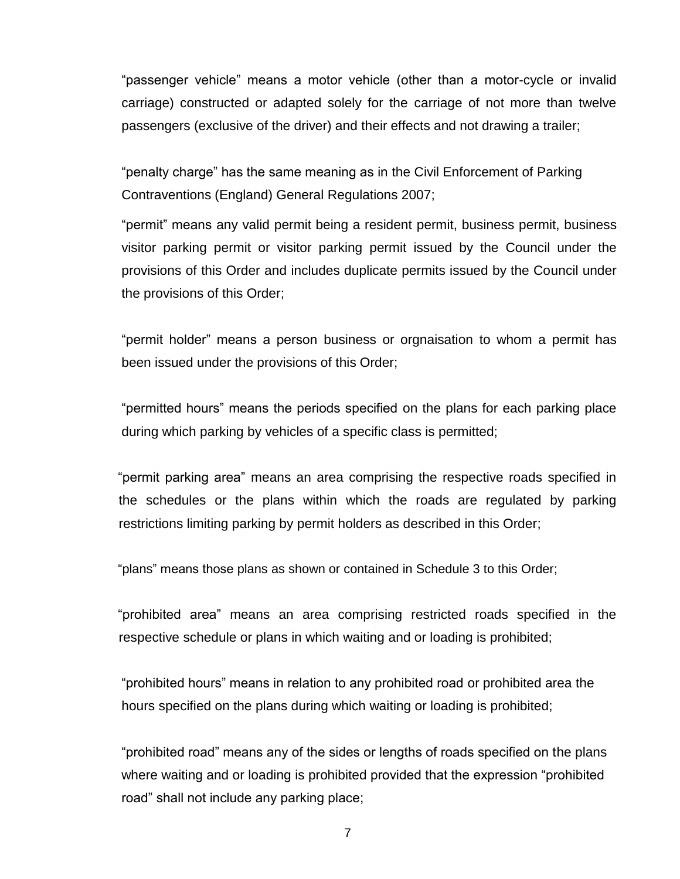"passenger vehicle" means a motor vehicle (other than a motor-cycle or invalid carriage) constructed or adapted solely for the carriage of not more than twelve passengers (exclusive of the driver) and their effects and not drawing a trailer;

"penalty charge" has the same meaning as in the Civil Enforcement of Parking Contraventions (England) General Regulations 2007;

"permit" means any valid permit being a resident permit, business permit, business visitor parking permit or visitor parking permit issued by the Council under the provisions of this Order and includes duplicate permits issued by the Council under the provisions of this Order;

"permit holder" means a person business or orgnaisation to whom a permit has been issued under the provisions of this Order;

"permitted hours" means the periods specified on the plans for each parking place during which parking by vehicles of a specific class is permitted;

"permit parking area" means an area comprising the respective roads specified in the schedules or the plans within which the roads are regulated by parking restrictions limiting parking by permit holders as described in this Order;

"plans" means those plans as shown or contained in Schedule 3 to this Order;

"prohibited area" means an area comprising restricted roads specified in the respective schedule or plans in which waiting and or loading is prohibited;

"prohibited hours" means in relation to any prohibited road or prohibited area the hours specified on the plans during which waiting or loading is prohibited;

"prohibited road" means any of the sides or lengths of roads specified on the plans where waiting and or loading is prohibited provided that the expression "prohibited road" shall not include any parking place;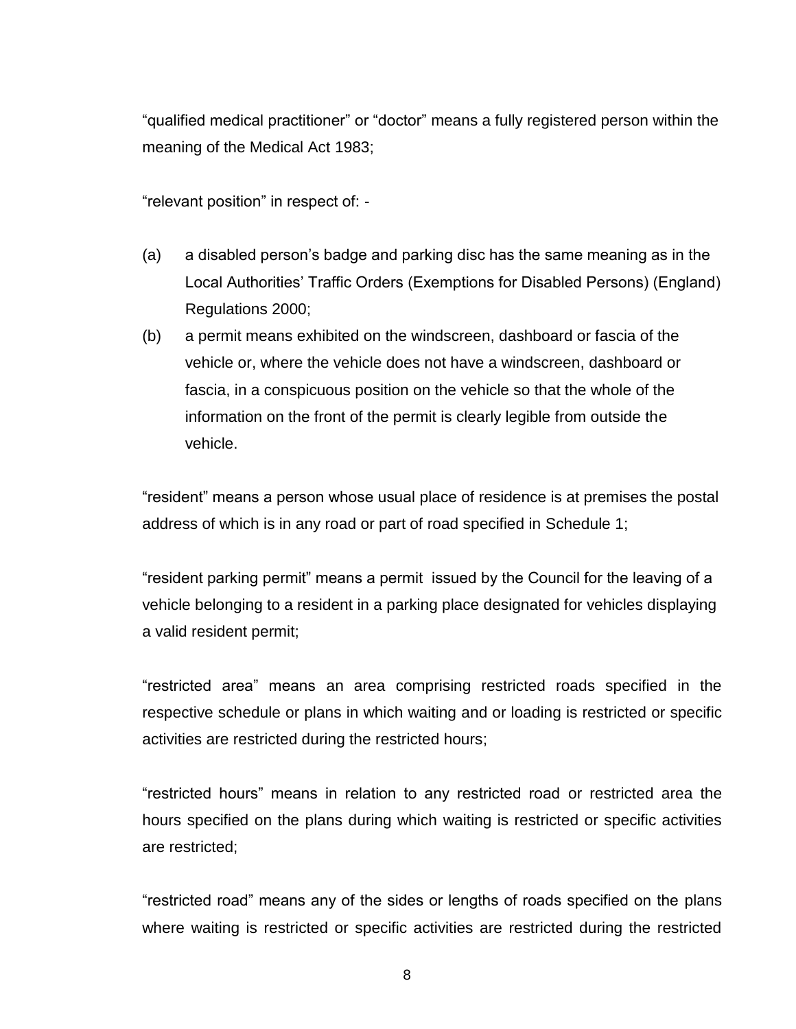"qualified medical practitioner" or "doctor" means a fully registered person within the meaning of the Medical Act 1983;

"relevant position" in respect of: -

(a) a disabled person's badge and parking disc has the same meaning as in the Local Authorities' Traffic Orders (Exemptions for Disabled Persons) (England) Regulations 2000;

(b) a permit means exhibited on the windscreen, dashboard or fascia of the vehicle or, where the vehicle does not have a windscreen, dashboard or fascia, in a conspicuous position on the vehicle so that the whole of the information on the front of the permit is clearly legible from outside the vehicle.

"resident" means a person whose usual place of residence is at premises the postal address of which is in any road or part of road specified in Schedule 1;

"resident parking permit" means a permit issued by the Council for the leaving of a vehicle belonging to a resident in a parking place designated for vehicles displaying a valid resident permit;

"restricted area" means an area comprising restricted roads specified in the respective schedule or plans in which waiting and or loading is restricted or specific activities are restricted during the restricted hours;

"restricted hours" means in relation to any restricted road or restricted area the hours specified on the plans during which waiting is restricted or specific activities are restricted;

"restricted road" means any of the sides or lengths of roads specified on the plans where waiting is restricted or specific activities are restricted during the restricted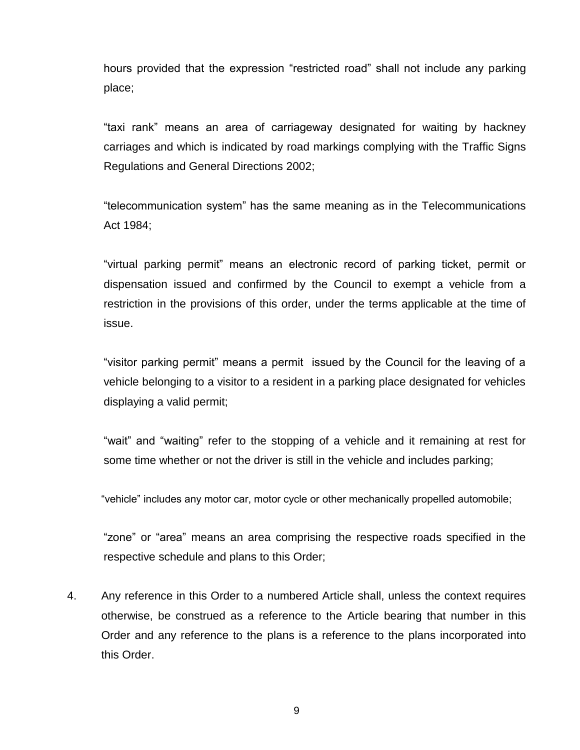hours provided that the expression “restricted road” shall not include any parking place;

“taxi rank” means an area of carriageway designated for waiting by hackney carriages and which is indicated by road markings complying with the Traffic Signs Regulations and General Directions 2002;

“telecommunication system” has the same meaning as in the Telecommunications Act 1984;

“virtual parking permit” means an electronic record of parking ticket, permit or dispensation issued and confirmed by the Council to exempt a vehicle from a restriction in the provisions of this order, under the terms applicable at the time of issue.

“visitor parking permit” means a permit issued by the Council for the leaving of a vehicle belonging to a visitor to a resident in a parking place designated for vehicles displaying a valid permit;

“wait” and “waiting” refer to the stopping of a vehicle and it remaining at rest for some time whether or not the driver is still in the vehicle and includes parking;

“vehicle” includes any motor car, motor cycle or other mechanically propelled automobile;

“zone” or “area” means an area comprising the respective roads specified in the respective schedule and plans to this Order;

4. Any reference in this Order to a numbered Article shall, unless the context requires otherwise, be construed as a reference to the Article bearing that number in this Order and any reference to the plans is a reference to the plans incorporated into this Order.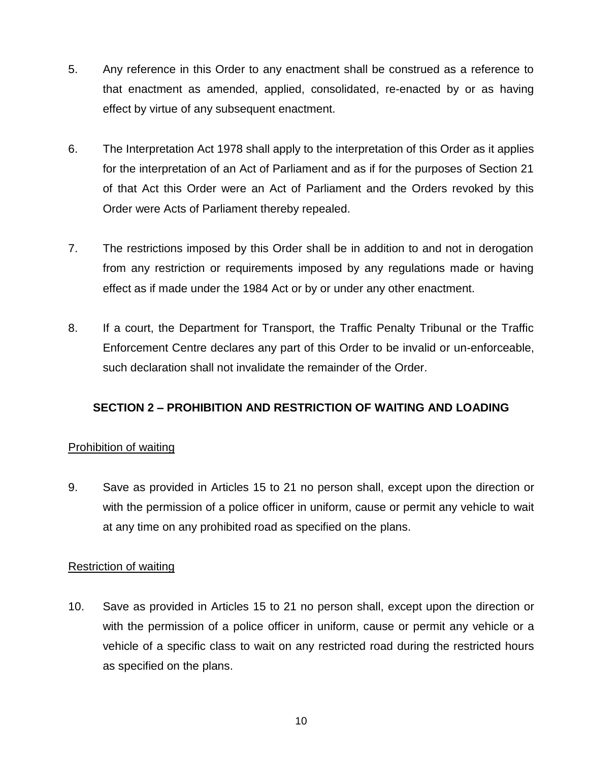5. Any reference in this Order to any enactment shall be construed as a reference to that enactment as amended, applied, consolidated, re-enacted by or as having effect by virtue of any subsequent enactment.

6. The Interpretation Act 1978 shall apply to the interpretation of this Order as it applies for the interpretation of an Act of Parliament and as if for the purposes of Section 21 of that Act this Order were an Act of Parliament and the Orders revoked by this Order were Acts of Parliament thereby repealed.

7. The restrictions imposed by this Order shall be in addition to and not in derogation from any restriction or requirements imposed by any regulations made or having effect as if made under the 1984 Act or by or under any other enactment.

8. If a court, the Department for Transport, the Traffic Penalty Tribunal or the Traffic Enforcement Centre declares any part of this Order to be invalid or un-enforceable, such declaration shall not invalidate the remainder of the Order.

## SECTION 2 – PROHIBITION AND RESTRICTION OF WAITING AND LOADING

<u>Prohibition of waiting</u>

9. Save as provided in Articles 15 to 21 no person shall, except upon the direction or with the permission of a police officer in uniform, cause or permit any vehicle to wait at any time on any prohibited road as specified on the plans.

<u>Restriction of waiting</u>

10. Save as provided in Articles 15 to 21 no person shall, except upon the direction or with the permission of a police officer in uniform, cause or permit any vehicle or a vehicle of a specific class to wait on any restricted road during the restricted hours as specified on the plans.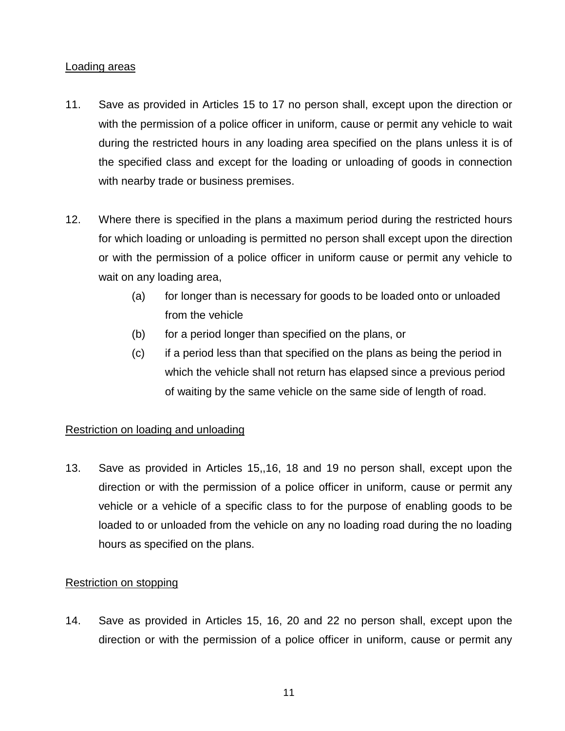Loading areas

11. Save as provided in Articles 15 to 17 no person shall, except upon the direction or with the permission of a police officer in uniform, cause or permit any vehicle to wait during the restricted hours in any loading area specified on the plans unless it is of the specified class and except for the loading or unloading of goods in connection with nearby trade or business premises.

12. Where there is specified in the plans a maximum period during the restricted hours for which loading or unloading is permitted no person shall except upon the direction or with the permission of a police officer in uniform cause or permit any vehicle to wait on any loading area,
    (a) for longer than is necessary for goods to be loaded onto or unloaded from the vehicle
    (b) for a period longer than specified on the plans, or
    (c) if a period less than that specified on the plans as being the period in which the vehicle shall not return has elapsed since a previous period of waiting by the same vehicle on the same side of length of road.

Restriction on loading and unloading

13. Save as provided in Articles 15,,16, 18 and 19 no person shall, except upon the direction or with the permission of a police officer in uniform, cause or permit any vehicle or a vehicle of a specific class to for the purpose of enabling goods to be loaded to or unloaded from the vehicle on any no loading road during the no loading hours as specified on the plans.

Restriction on stopping

14. Save as provided in Articles 15, 16, 20 and 22 no person shall, except upon the direction or with the permission of a police officer in uniform, cause or permit any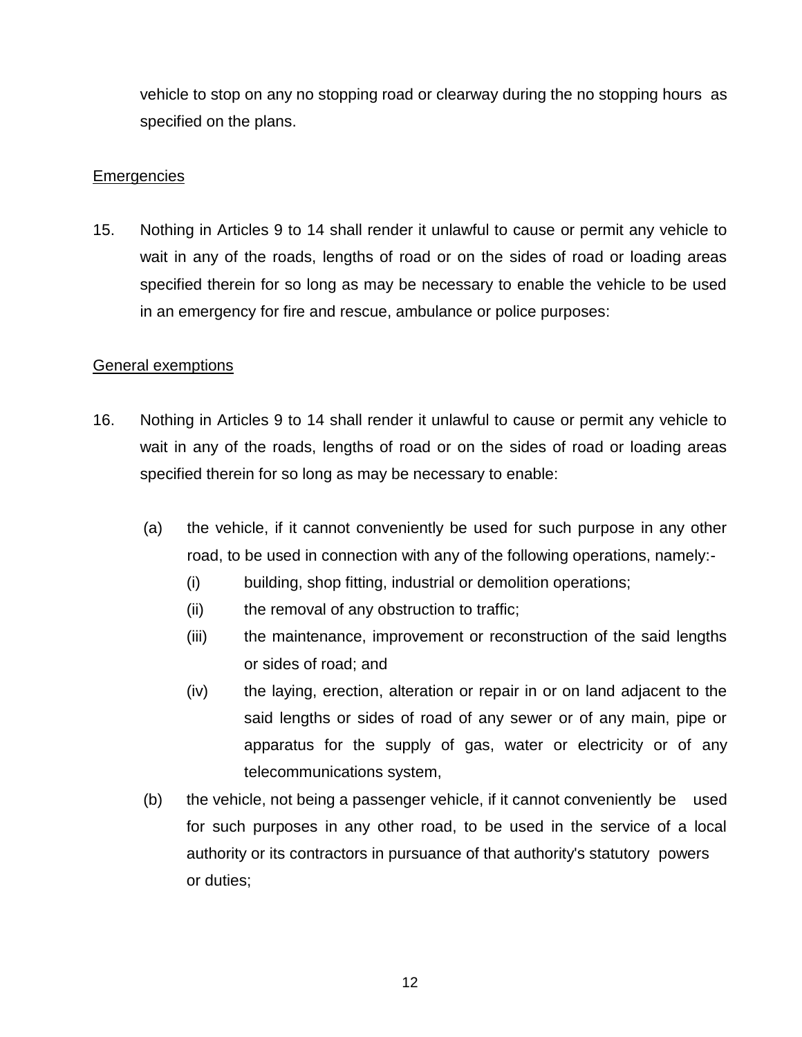vehicle to stop on any no stopping road or clearway during the no stopping hours as specified on the plans.

Emergencies

15. Nothing in Articles 9 to 14 shall render it unlawful to cause or permit any vehicle to wait in any of the roads, lengths of road or on the sides of road or loading areas specified therein for so long as may be necessary to enable the vehicle to be used in an emergency for fire and rescue, ambulance or police purposes:

General exemptions

16. Nothing in Articles 9 to 14 shall render it unlawful to cause or permit any vehicle to wait in any of the roads, lengths of road or on the sides of road or loading areas specified therein for so long as may be necessary to enable:

  (a) the vehicle, if it cannot conveniently be used for such purpose in any other road, to be used in connection with any of the following operations, namely:-
    (i) building, shop fitting, industrial or demolition operations;
    (ii) the removal of any obstruction to traffic;
    (iii) the maintenance, improvement or reconstruction of the said lengths or sides of road; and
    (iv) the laying, erection, alteration or repair in or on land adjacent to the said lengths or sides of road of any sewer or of any main, pipe or apparatus for the supply of gas, water or electricity or of any telecommunications system,
  (b) the vehicle, not being a passenger vehicle, if it cannot conveniently be used for such purposes in any other road, to be used in the service of a local authority or its contractors in pursuance of that authority's statutory powers or duties;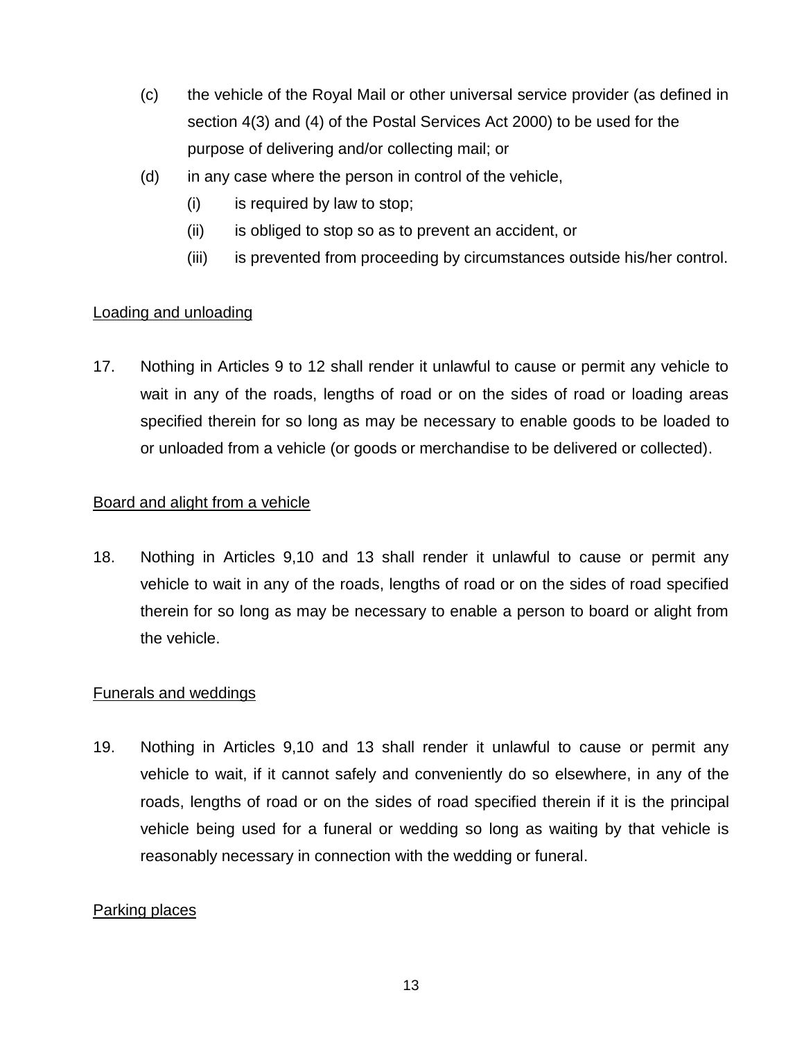(c) the vehicle of the Royal Mail or other universal service provider (as defined in section 4(3) and (4) of the Postal Services Act 2000) to be used for the purpose of delivering and/or collecting mail; or

(d) in any case where the person in control of the vehicle,

  (i) is required by law to stop;

  (ii) is obliged to stop so as to prevent an accident, or

  (iii) is prevented from proceeding by circumstances outside his/her control.

<u>Loading and unloading</u>

17. Nothing in Articles 9 to 12 shall render it unlawful to cause or permit any vehicle to wait in any of the roads, lengths of road or on the sides of road or loading areas specified therein for so long as may be necessary to enable goods to be loaded to or unloaded from a vehicle (or goods or merchandise to be delivered or collected).

<u>Board and alight from a vehicle</u>

18. Nothing in Articles 9,10 and 13 shall render it unlawful to cause or permit any vehicle to wait in any of the roads, lengths of road or on the sides of road specified therein for so long as may be necessary to enable a person to board or alight from the vehicle.

<u>Funerals and weddings</u>

19. Nothing in Articles 9,10 and 13 shall render it unlawful to cause or permit any vehicle to wait, if it cannot safely and conveniently do so elsewhere, in any of the roads, lengths of road or on the sides of road specified therein if it is the principal vehicle being used for a funeral or wedding so long as waiting by that vehicle is reasonably necessary in connection with the wedding or funeral.

<u>Parking places</u>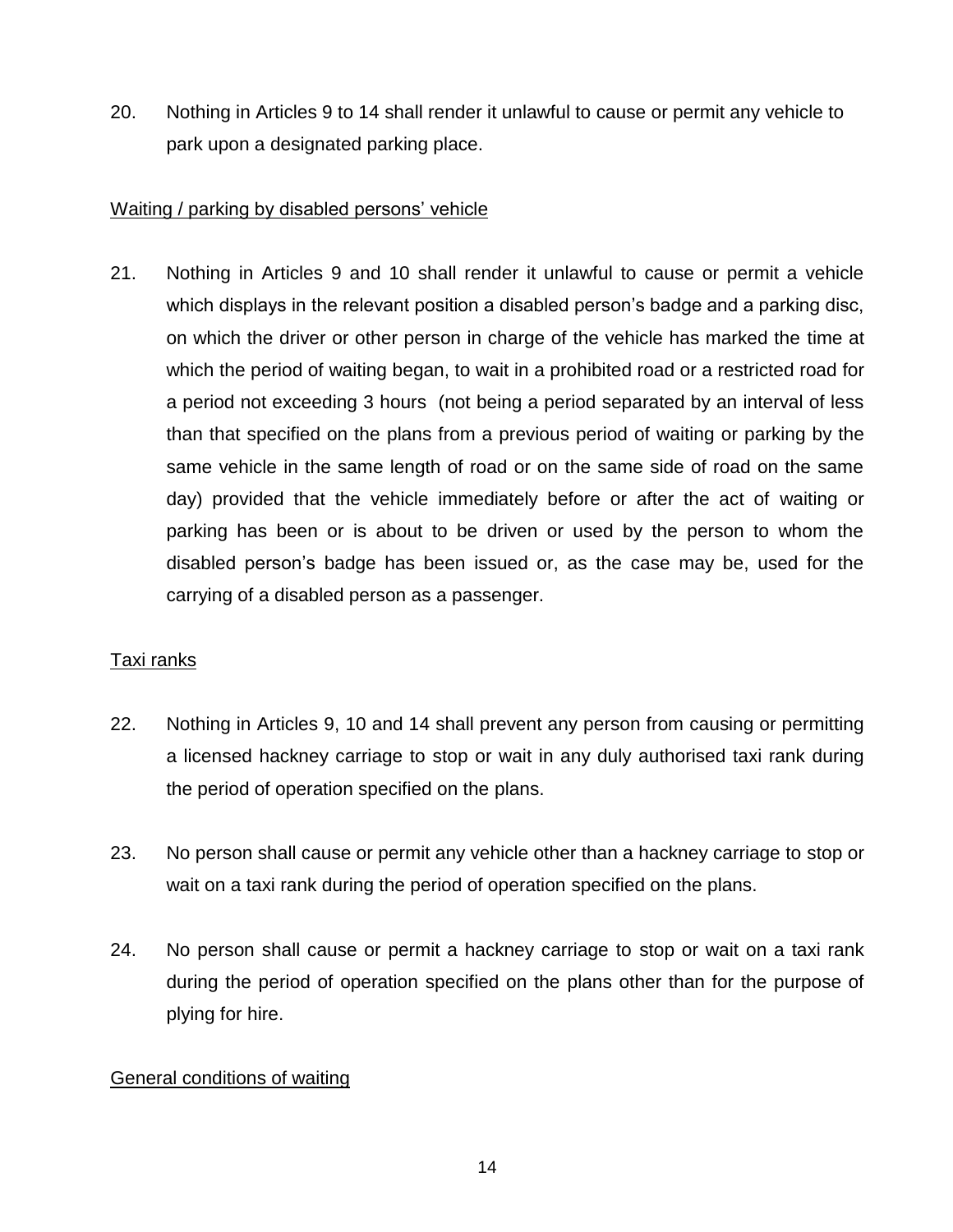20. Nothing in Articles 9 to 14 shall render it unlawful to cause or permit any vehicle to park upon a designated parking place.

<u>Waiting / parking by disabled persons' vehicle</u>

21. Nothing in Articles 9 and 10 shall render it unlawful to cause or permit a vehicle which displays in the relevant position a disabled person's badge and a parking disc, on which the driver or other person in charge of the vehicle has marked the time at which the period of waiting began, to wait in a prohibited road or a restricted road for a period not exceeding 3 hours (not being a period separated by an interval of less than that specified on the plans from a previous period of waiting or parking by the same vehicle in the same length of road or on the same side of road on the same day) provided that the vehicle immediately before or after the act of waiting or parking has been or is about to be driven or used by the person to whom the disabled person's badge has been issued or, as the case may be, used for the carrying of a disabled person as a passenger.

<u>Taxi ranks</u>

22. Nothing in Articles 9, 10 and 14 shall prevent any person from causing or permitting a licensed hackney carriage to stop or wait in any duly authorised taxi rank during the period of operation specified on the plans.

23. No person shall cause or permit any vehicle other than a hackney carriage to stop or wait on a taxi rank during the period of operation specified on the plans.

24. No person shall cause or permit a hackney carriage to stop or wait on a taxi rank during the period of operation specified on the plans other than for the purpose of plying for hire.

<u>General conditions of waiting</u>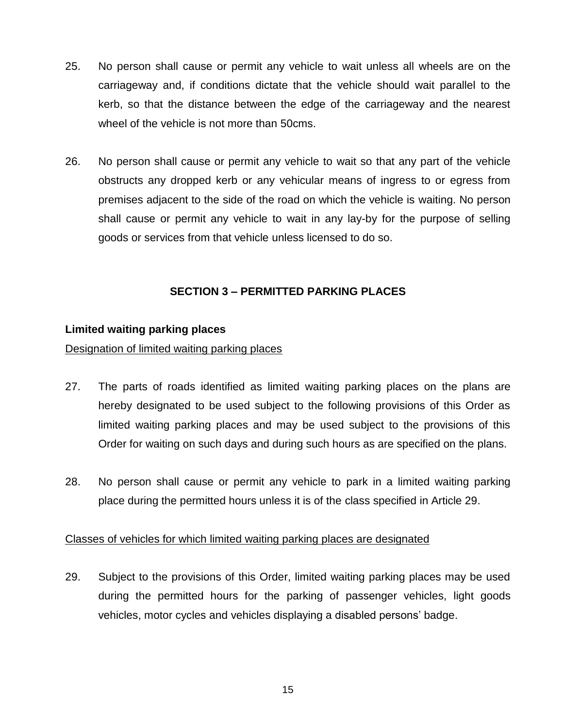25. No person shall cause or permit any vehicle to wait unless all wheels are on the carriageway and, if conditions dictate that the vehicle should wait parallel to the kerb, so that the distance between the edge of the carriageway and the nearest wheel of the vehicle is not more than 50cms.

26. No person shall cause or permit any vehicle to wait so that any part of the vehicle obstructs any dropped kerb or any vehicular means of ingress to or egress from premises adjacent to the side of the road on which the vehicle is waiting. No person shall cause or permit any vehicle to wait in any lay-by for the purpose of selling goods or services from that vehicle unless licensed to do so.

## SECTION 3 – PERMITTED PARKING PLACES

### Limited waiting parking places

Designation of limited waiting parking places

27. The parts of roads identified as limited waiting parking places on the plans are hereby designated to be used subject to the following provisions of this Order as limited waiting parking places and may be used subject to the provisions of this Order for waiting on such days and during such hours as are specified on the plans.

28. No person shall cause or permit any vehicle to park in a limited waiting parking place during the permitted hours unless it is of the class specified in Article 29.

Classes of vehicles for which limited waiting parking places are designated

29. Subject to the provisions of this Order, limited waiting parking places may be used during the permitted hours for the parking of passenger vehicles, light goods vehicles, motor cycles and vehicles displaying a disabled persons' badge.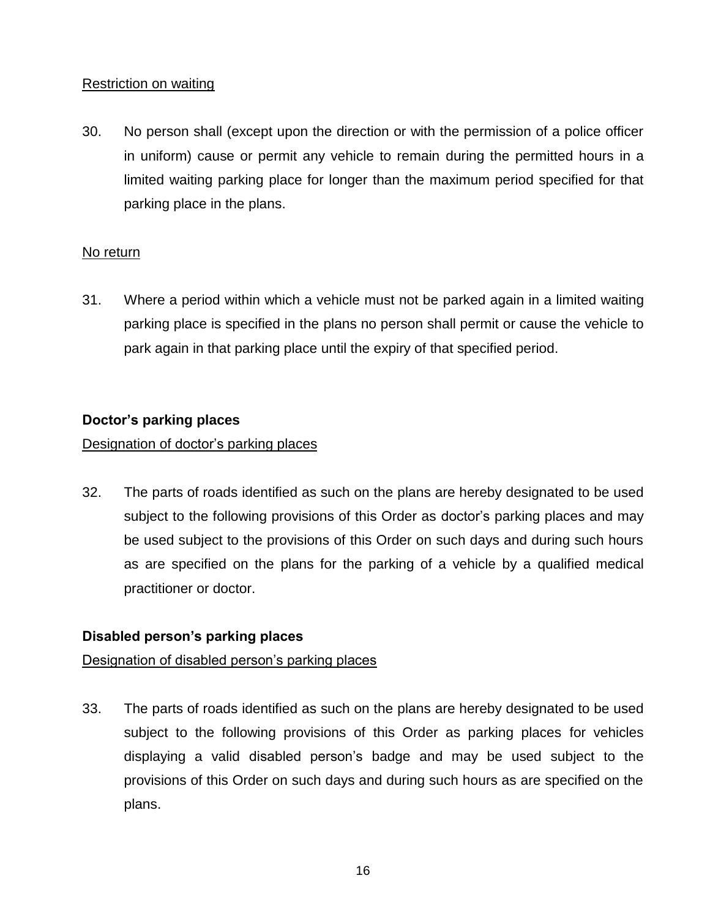Restriction on waiting

30. No person shall (except upon the direction or with the permission of a police officer in uniform) cause or permit any vehicle to remain during the permitted hours in a limited waiting parking place for longer than the maximum period specified for that parking place in the plans.

No return

31. Where a period within which a vehicle must not be parked again in a limited waiting parking place is specified in the plans no person shall permit or cause the vehicle to park again in that parking place until the expiry of that specified period.

**Doctor's parking places**

Designation of doctor's parking places

32. The parts of roads identified as such on the plans are hereby designated to be used subject to the following provisions of this Order as doctor's parking places and may be used subject to the provisions of this Order on such days and during such hours as are specified on the plans for the parking of a vehicle by a qualified medical practitioner or doctor.

**Disabled person's parking places**

Designation of disabled person's parking places

33. The parts of roads identified as such on the plans are hereby designated to be used subject to the following provisions of this Order as parking places for vehicles displaying a valid disabled person's badge and may be used subject to the provisions of this Order on such days and during such hours as are specified on the plans.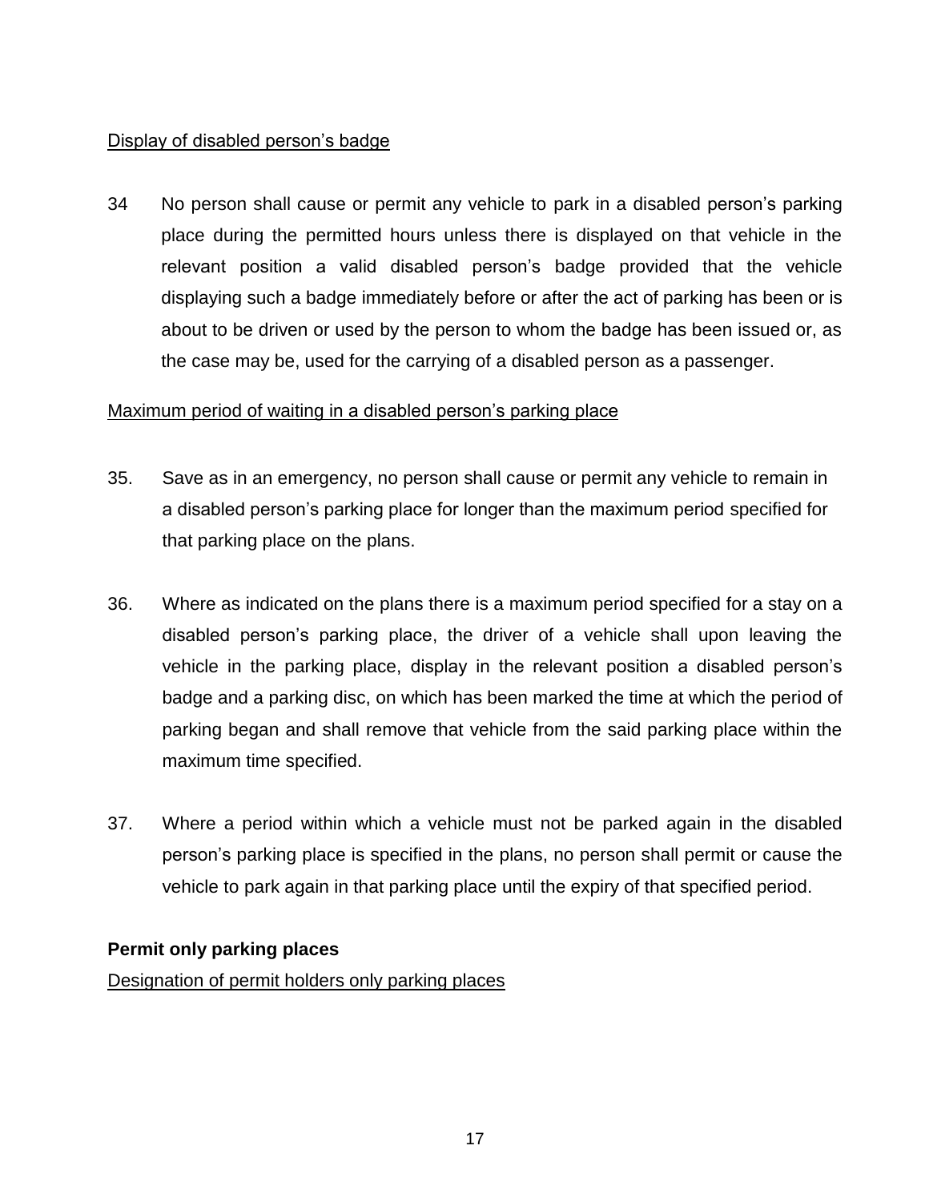Display of disabled person's badge

34 No person shall cause or permit any vehicle to park in a disabled person's parking place during the permitted hours unless there is displayed on that vehicle in the relevant position a valid disabled person's badge provided that the vehicle displaying such a badge immediately before or after the act of parking has been or is about to be driven or used by the person to whom the badge has been issued or, as the case may be, used for the carrying of a disabled person as a passenger.

Maximum period of waiting in a disabled person's parking place

35. Save as in an emergency, no person shall cause or permit any vehicle to remain in a disabled person's parking place for longer than the maximum period specified for that parking place on the plans.

36. Where as indicated on the plans there is a maximum period specified for a stay on a disabled person's parking place, the driver of a vehicle shall upon leaving the vehicle in the parking place, display in the relevant position a disabled person's badge and a parking disc, on which has been marked the time at which the period of parking began and shall remove that vehicle from the said parking place within the maximum time specified.

37. Where a period within which a vehicle must not be parked again in the disabled person's parking place is specified in the plans, no person shall permit or cause the vehicle to park again in that parking place until the expiry of that specified period.

**Permit only parking places**

Designation of permit holders only parking places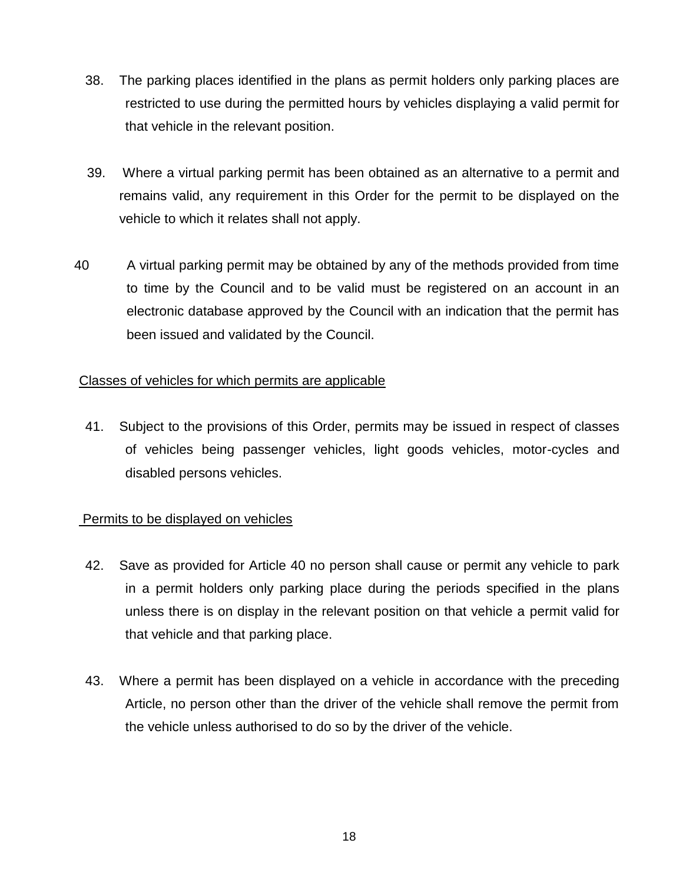38. The parking places identified in the plans as permit holders only parking places are restricted to use during the permitted hours by vehicles displaying a valid permit for that vehicle in the relevant position.

39. Where a virtual parking permit has been obtained as an alternative to a permit and remains valid, any requirement in this Order for the permit to be displayed on the vehicle to which it relates shall not apply.

40 A virtual parking permit may be obtained by any of the methods provided from time to time by the Council and to be valid must be registered on an account in an electronic database approved by the Council with an indication that the permit has been issued and validated by the Council.

Classes of vehicles for which permits are applicable

41. Subject to the provisions of this Order, permits may be issued in respect of classes of vehicles being passenger vehicles, light goods vehicles, motor-cycles and disabled persons vehicles.

Permits to be displayed on vehicles

42. Save as provided for Article 40 no person shall cause or permit any vehicle to park in a permit holders only parking place during the periods specified in the plans unless there is on display in the relevant position on that vehicle a permit valid for that vehicle and that parking place.

43. Where a permit has been displayed on a vehicle in accordance with the preceding Article, no person other than the driver of the vehicle shall remove the permit from the vehicle unless authorised to do so by the driver of the vehicle.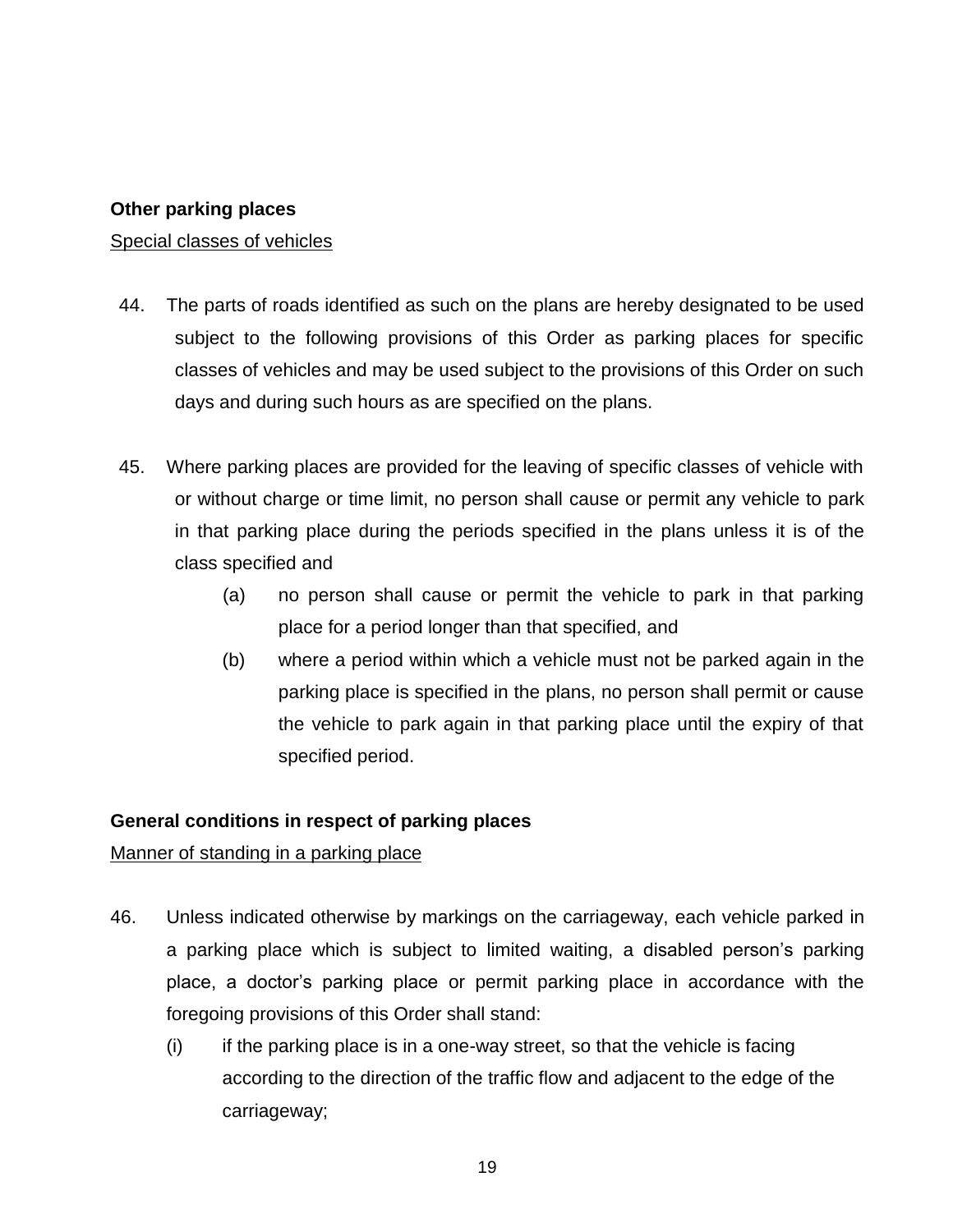**Other parking places**

Special classes of vehicles

44. The parts of roads identified as such on the plans are hereby designated to be used subject to the following provisions of this Order as parking places for specific classes of vehicles and may be used subject to the provisions of this Order on such days and during such hours as are specified on the plans.

45. Where parking places are provided for the leaving of specific classes of vehicle with or without charge or time limit, no person shall cause or permit any vehicle to park in that parking place during the periods specified in the plans unless it is of the class specified and

   (a) no person shall cause or permit the vehicle to park in that parking place for a period longer than that specified, and

   (b) where a period within which a vehicle must not be parked again in the parking place is specified in the plans, no person shall permit or cause the vehicle to park again in that parking place until the expiry of that specified period.

**General conditions in respect of parking places**

Manner of standing in a parking place

46. Unless indicated otherwise by markings on the carriageway, each vehicle parked in a parking place which is subject to limited waiting, a disabled person's parking place, a doctor's parking place or permit parking place in accordance with the foregoing provisions of this Order shall stand:

   (i) if the parking place is in a one-way street, so that the vehicle is facing according to the direction of the traffic flow and adjacent to the edge of the carriageway;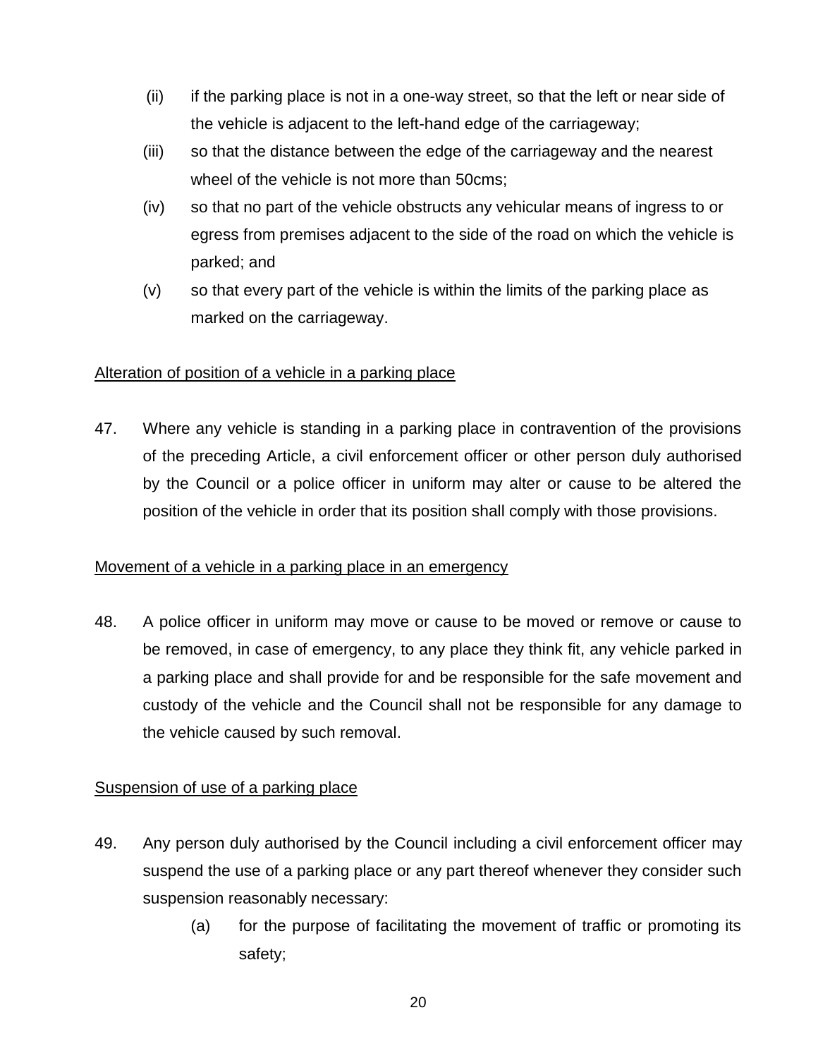(ii) if the parking place is not in a one-way street, so that the left or near side of the vehicle is adjacent to the left-hand edge of the carriageway;

(iii) so that the distance between the edge of the carriageway and the nearest wheel of the vehicle is not more than 50cms;

(iv) so that no part of the vehicle obstructs any vehicular means of ingress to or egress from premises adjacent to the side of the road on which the vehicle is parked; and

(v) so that every part of the vehicle is within the limits of the parking place as marked on the carriageway.

<u>Alteration of position of a vehicle in a parking place</u>

47. Where any vehicle is standing in a parking place in contravention of the provisions of the preceding Article, a civil enforcement officer or other person duly authorised by the Council or a police officer in uniform may alter or cause to be altered the position of the vehicle in order that its position shall comply with those provisions.

<u>Movement of a vehicle in a parking place in an emergency</u>

48. A police officer in uniform may move or cause to be moved or remove or cause to be removed, in case of emergency, to any place they think fit, any vehicle parked in a parking place and shall provide for and be responsible for the safe movement and custody of the vehicle and the Council shall not be responsible for any damage to the vehicle caused by such removal.

<u>Suspension of use of a parking place</u>

49. Any person duly authorised by the Council including a civil enforcement officer may suspend the use of a parking place or any part thereof whenever they consider such suspension reasonably necessary:

    (a) for the purpose of facilitating the movement of traffic or promoting its safety;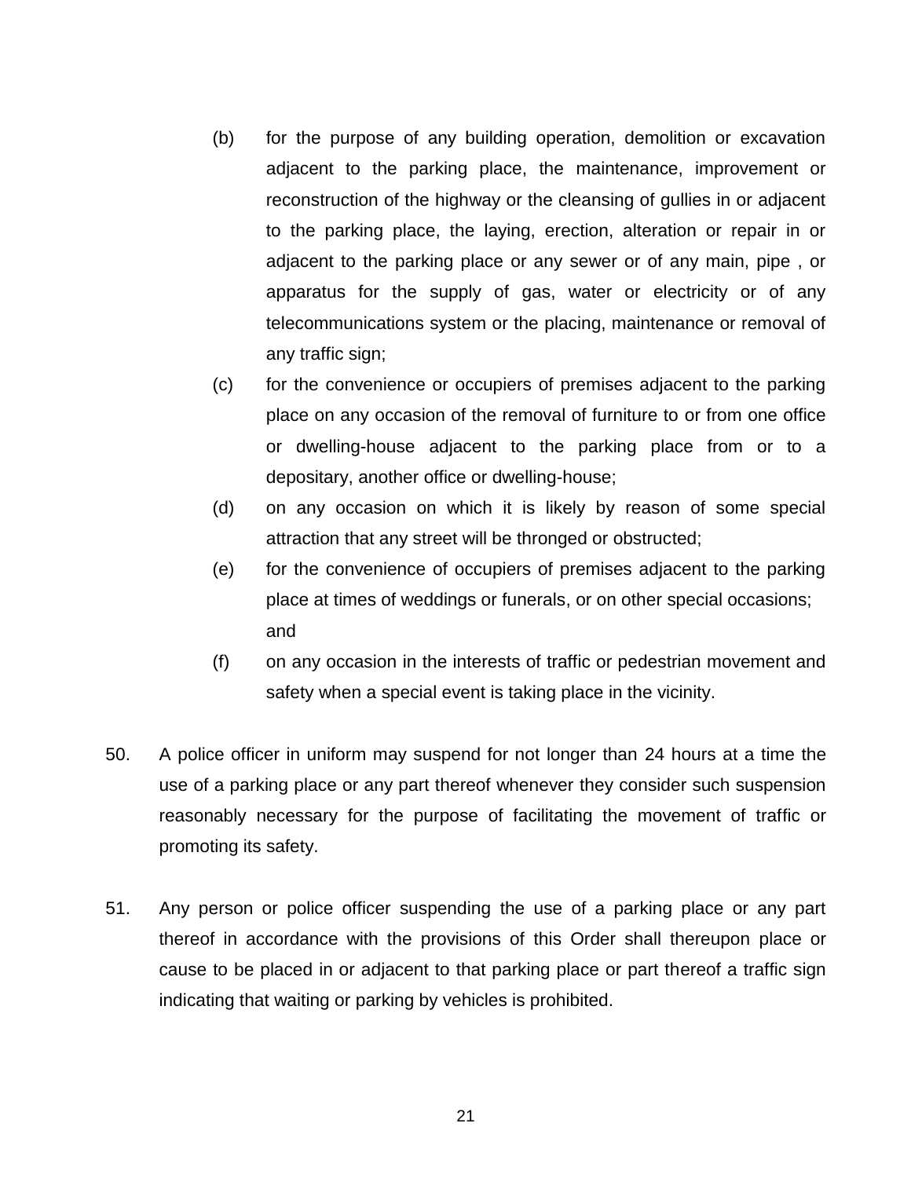(b) for the purpose of any building operation, demolition or excavation adjacent to the parking place, the maintenance, improvement or reconstruction of the highway or the cleansing of gullies in or adjacent to the parking place, the laying, erection, alteration or repair in or adjacent to the parking place or any sewer or of any main, pipe , or apparatus for the supply of gas, water or electricity or of any telecommunications system or the placing, maintenance or removal of any traffic sign;

(c) for the convenience or occupiers of premises adjacent to the parking place on any occasion of the removal of furniture to or from one office or dwelling-house adjacent to the parking place from or to a depositary, another office or dwelling-house;

(d) on any occasion on which it is likely by reason of some special attraction that any street will be thronged or obstructed;

(e) for the convenience of occupiers of premises adjacent to the parking place at times of weddings or funerals, or on other special occasions; and

(f) on any occasion in the interests of traffic or pedestrian movement and safety when a special event is taking place in the vicinity.

50. A police officer in uniform may suspend for not longer than 24 hours at a time the use of a parking place or any part thereof whenever they consider such suspension reasonably necessary for the purpose of facilitating the movement of traffic or promoting its safety.

51. Any person or police officer suspending the use of a parking place or any part thereof in accordance with the provisions of this Order shall thereupon place or cause to be placed in or adjacent to that parking place or part thereof a traffic sign indicating that waiting or parking by vehicles is prohibited.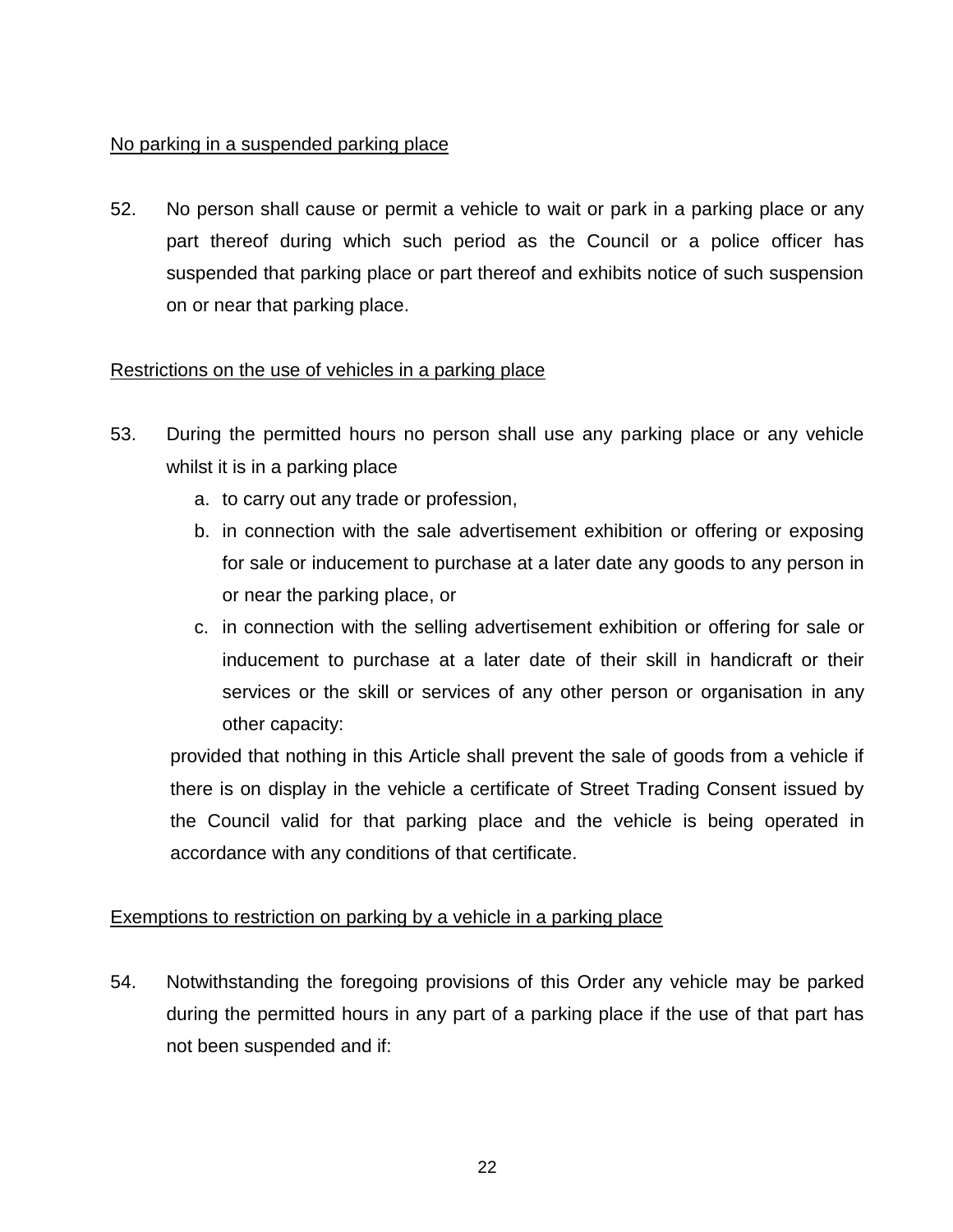<u>No parking in a suspended parking place</u>

52. No person shall cause or permit a vehicle to wait or park in a parking place or any part thereof during which such period as the Council or a police officer has suspended that parking place or part thereof and exhibits notice of such suspension on or near that parking place.

<u>Restrictions on the use of vehicles in a parking place</u>

53. During the permitted hours no person shall use any parking place or any vehicle whilst it is in a parking place

    a. to carry out any trade or profession,
    b. in connection with the sale advertisement exhibition or offering or exposing for sale or inducement to purchase at a later date any goods to any person in or near the parking place, or
    c. in connection with the selling advertisement exhibition or offering for sale or inducement to purchase at a later date of their skill in handicraft or their services or the skill or services of any other person or organisation in any other capacity:

    provided that nothing in this Article shall prevent the sale of goods from a vehicle if there is on display in the vehicle a certificate of Street Trading Consent issued by the Council valid for that parking place and the vehicle is being operated in accordance with any conditions of that certificate.

<u>Exemptions to restriction on parking by a vehicle in a parking place</u>

54. Notwithstanding the foregoing provisions of this Order any vehicle may be parked during the permitted hours in any part of a parking place if the use of that part has not been suspended and if: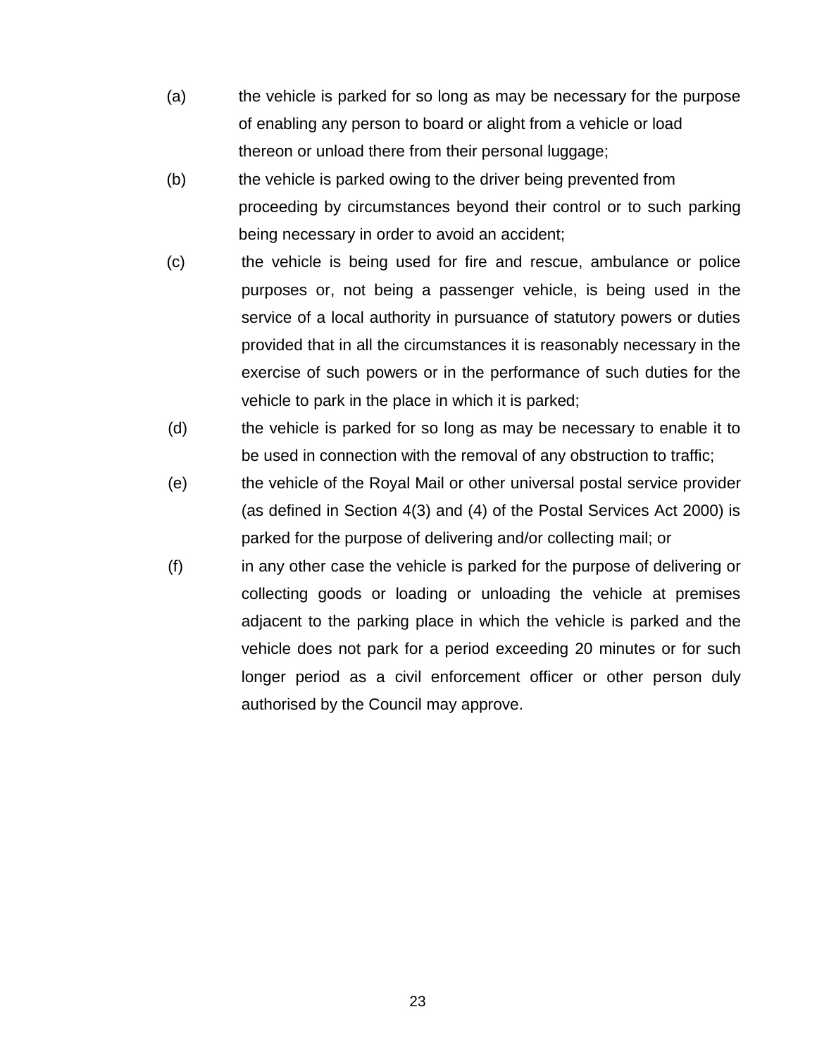(a) the vehicle is parked for so long as may be necessary for the purpose of enabling any person to board or alight from a vehicle or load thereon or unload there from their personal luggage;

(b) the vehicle is parked owing to the driver being prevented from proceeding by circumstances beyond their control or to such parking being necessary in order to avoid an accident;

(c) the vehicle is being used for fire and rescue, ambulance or police purposes or, not being a passenger vehicle, is being used in the service of a local authority in pursuance of statutory powers or duties provided that in all the circumstances it is reasonably necessary in the exercise of such powers or in the performance of such duties for the vehicle to park in the place in which it is parked;

(d) the vehicle is parked for so long as may be necessary to enable it to be used in connection with the removal of any obstruction to traffic;

(e) the vehicle of the Royal Mail or other universal postal service provider (as defined in Section 4(3) and (4) of the Postal Services Act 2000) is parked for the purpose of delivering and/or collecting mail; or

(f) in any other case the vehicle is parked for the purpose of delivering or collecting goods or loading or unloading the vehicle at premises adjacent to the parking place in which the vehicle is parked and the vehicle does not park for a period exceeding 20 minutes or for such longer period as a civil enforcement officer or other person duly authorised by the Council may approve.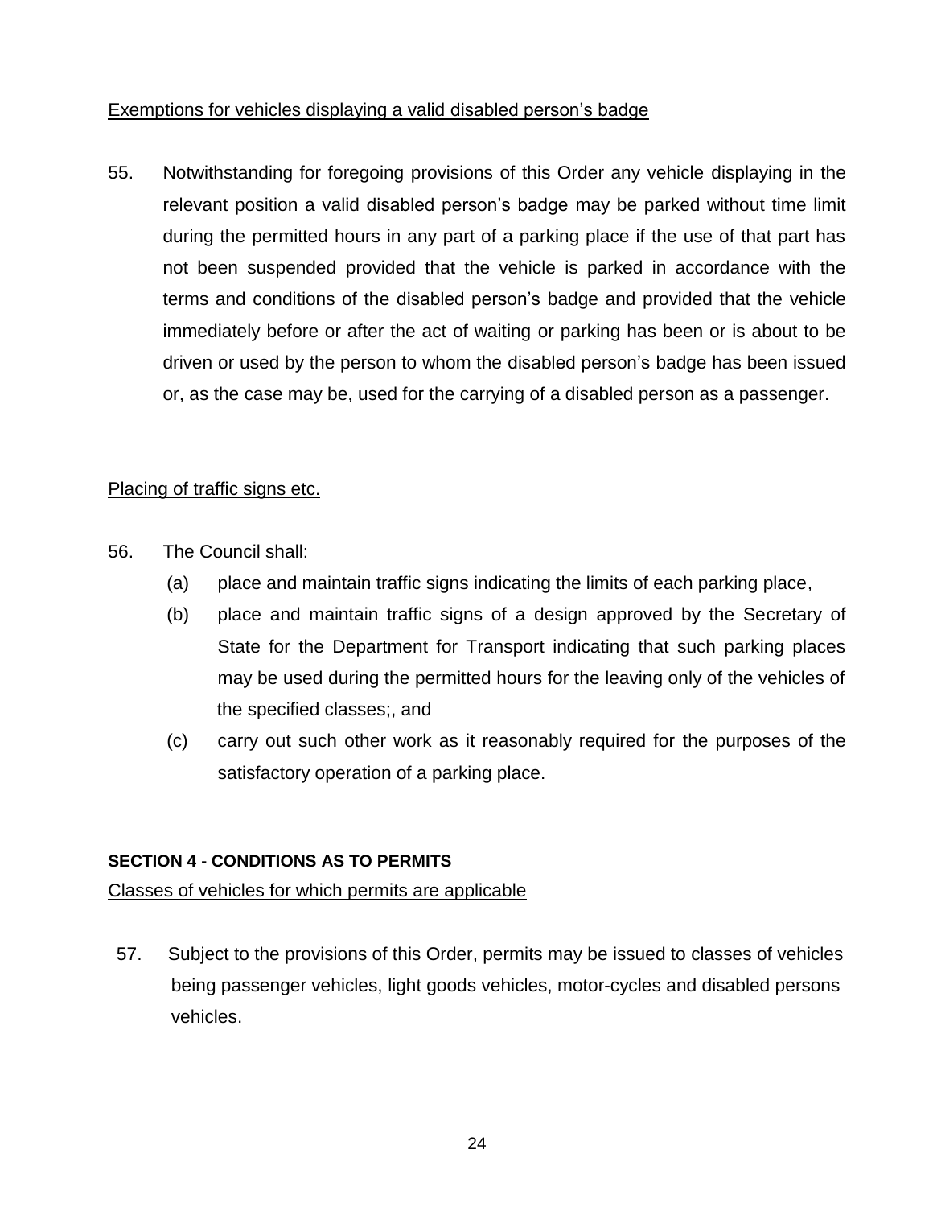Exemptions for vehicles displaying a valid disabled person's badge

55. Notwithstanding for foregoing provisions of this Order any vehicle displaying in the relevant position a valid disabled person's badge may be parked without time limit during the permitted hours in any part of a parking place if the use of that part has not been suspended provided that the vehicle is parked in accordance with the terms and conditions of the disabled person's badge and provided that the vehicle immediately before or after the act of waiting or parking has been or is about to be driven or used by the person to whom the disabled person's badge has been issued or, as the case may be, used for the carrying of a disabled person as a passenger.

Placing of traffic signs etc.

56. The Council shall:
   (a) place and maintain traffic signs indicating the limits of each parking place,
   (b) place and maintain traffic signs of a design approved by the Secretary of State for the Department for Transport indicating that such parking places may be used during the permitted hours for the leaving only of the vehicles of the specified classes;, and
   (c) carry out such other work as it reasonably required for the purposes of the satisfactory operation of a parking place.

**SECTION 4 - CONDITIONS AS TO PERMITS**

Classes of vehicles for which permits are applicable

57. Subject to the provisions of this Order, permits may be issued to classes of vehicles being passenger vehicles, light goods vehicles, motor-cycles and disabled persons vehicles.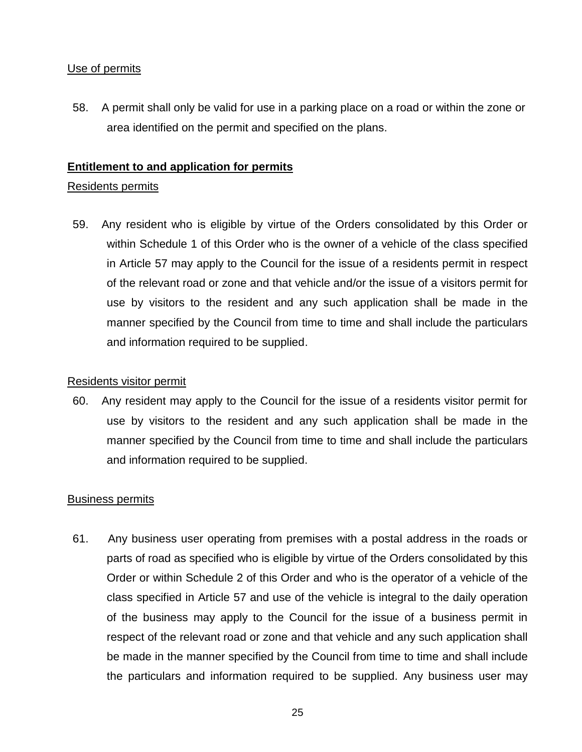Use of permits

58. A permit shall only be valid for use in a parking place on a road or within the zone or area identified on the permit and specified on the plans.

**Entitlement to and application for permits**

Residents permits

59. Any resident who is eligible by virtue of the Orders consolidated by this Order or within Schedule 1 of this Order who is the owner of a vehicle of the class specified in Article 57 may apply to the Council for the issue of a residents permit in respect of the relevant road or zone and that vehicle and/or the issue of a visitors permit for use by visitors to the resident and any such application shall be made in the manner specified by the Council from time to time and shall include the particulars and information required to be supplied.

Residents visitor permit

60. Any resident may apply to the Council for the issue of a residents visitor permit for use by visitors to the resident and any such application shall be made in the manner specified by the Council from time to time and shall include the particulars and information required to be supplied.

Business permits

61. Any business user operating from premises with a postal address in the roads or parts of road as specified who is eligible by virtue of the Orders consolidated by this Order or within Schedule 2 of this Order and who is the operator of a vehicle of the class specified in Article 57 and use of the vehicle is integral to the daily operation of the business may apply to the Council for the issue of a business permit in respect of the relevant road or zone and that vehicle and any such application shall be made in the manner specified by the Council from time to time and shall include the particulars and information required to be supplied. Any business user may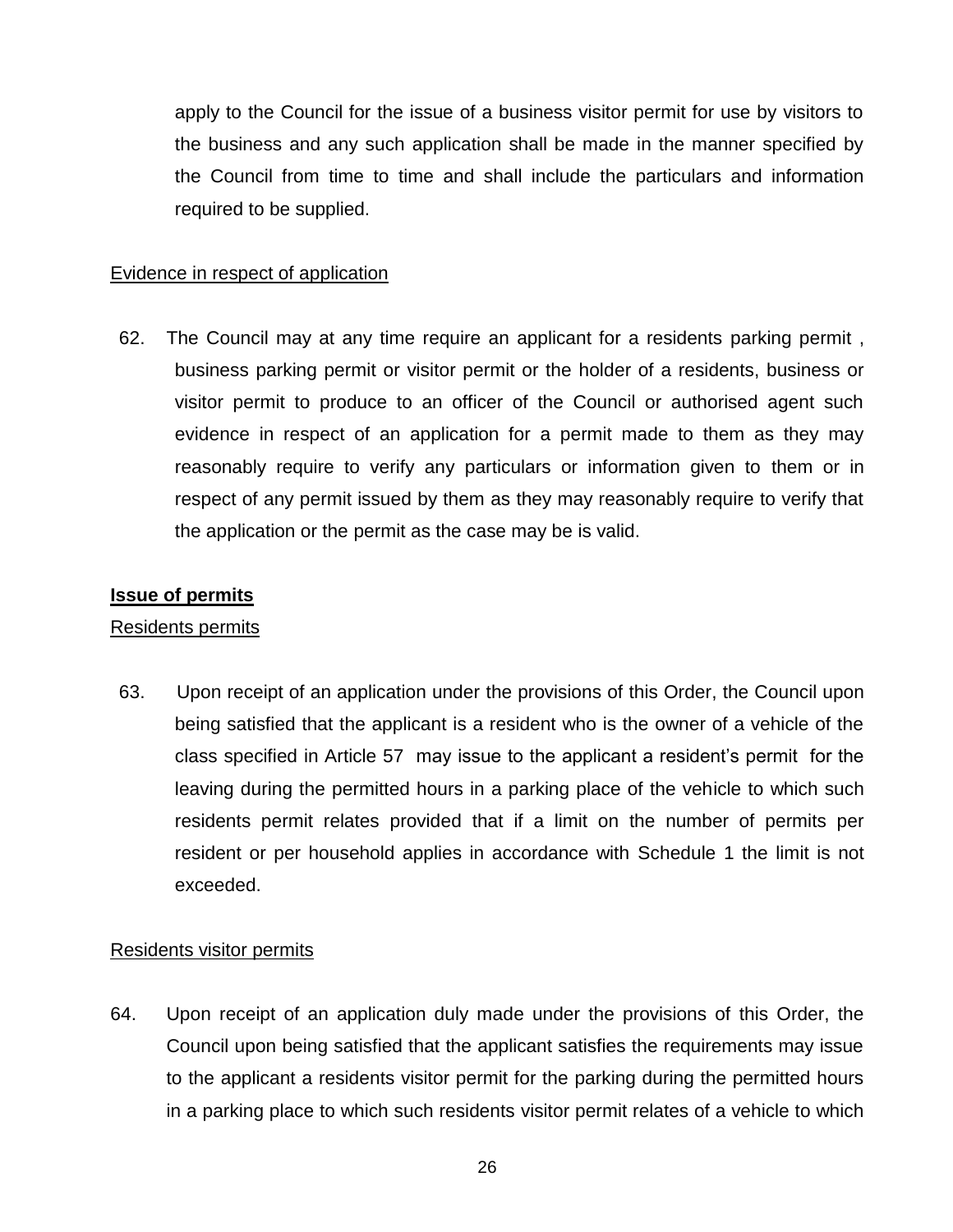apply to the Council for the issue of a business visitor permit for use by visitors to the business and any such application shall be made in the manner specified by the Council from time to time and shall include the particulars and information required to be supplied.

Evidence in respect of application

62. The Council may at any time require an applicant for a residents parking permit , business parking permit or visitor permit or the holder of a residents, business or visitor permit to produce to an officer of the Council or authorised agent such evidence in respect of an application for a permit made to them as they may reasonably require to verify any particulars or information given to them or in respect of any permit issued by them as they may reasonably require to verify that the application or the permit as the case may be is valid.

**Issue of permits**

Residents permits

63. Upon receipt of an application under the provisions of this Order, the Council upon being satisfied that the applicant is a resident who is the owner of a vehicle of the class specified in Article 57 may issue to the applicant a resident's permit for the leaving during the permitted hours in a parking place of the vehicle to which such residents permit relates provided that if a limit on the number of permits per resident or per household applies in accordance with Schedule 1 the limit is not exceeded.

Residents visitor permits

64. Upon receipt of an application duly made under the provisions of this Order, the Council upon being satisfied that the applicant satisfies the requirements may issue to the applicant a residents visitor permit for the parking during the permitted hours in a parking place to which such residents visitor permit relates of a vehicle to which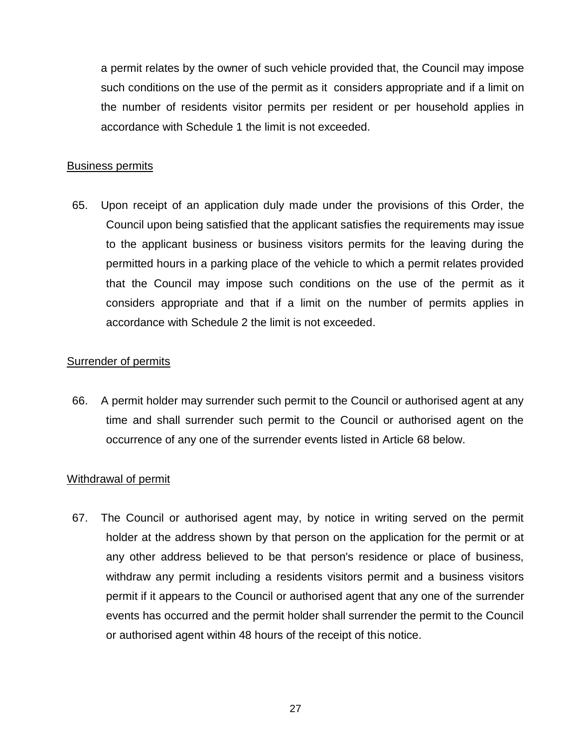a permit relates by the owner of such vehicle provided that, the Council may impose such conditions on the use of the permit as it considers appropriate and if a limit on the number of residents visitor permits per resident or per household applies in accordance with Schedule 1 the limit is not exceeded.

<u>Business permits</u>

65. Upon receipt of an application duly made under the provisions of this Order, the Council upon being satisfied that the applicant satisfies the requirements may issue to the applicant business or business visitors permits for the leaving during the permitted hours in a parking place of the vehicle to which a permit relates provided that the Council may impose such conditions on the use of the permit as it considers appropriate and that if a limit on the number of permits applies in accordance with Schedule 2 the limit is not exceeded.

<u>Surrender of permits</u>

66. A permit holder may surrender such permit to the Council or authorised agent at any time and shall surrender such permit to the Council or authorised agent on the occurrence of any one of the surrender events listed in Article 68 below.

<u>Withdrawal of permit</u>

67. The Council or authorised agent may, by notice in writing served on the permit holder at the address shown by that person on the application for the permit or at any other address believed to be that person's residence or place of business, withdraw any permit including a residents visitors permit and a business visitors permit if it appears to the Council or authorised agent that any one of the surrender events has occurred and the permit holder shall surrender the permit to the Council or authorised agent within 48 hours of the receipt of this notice.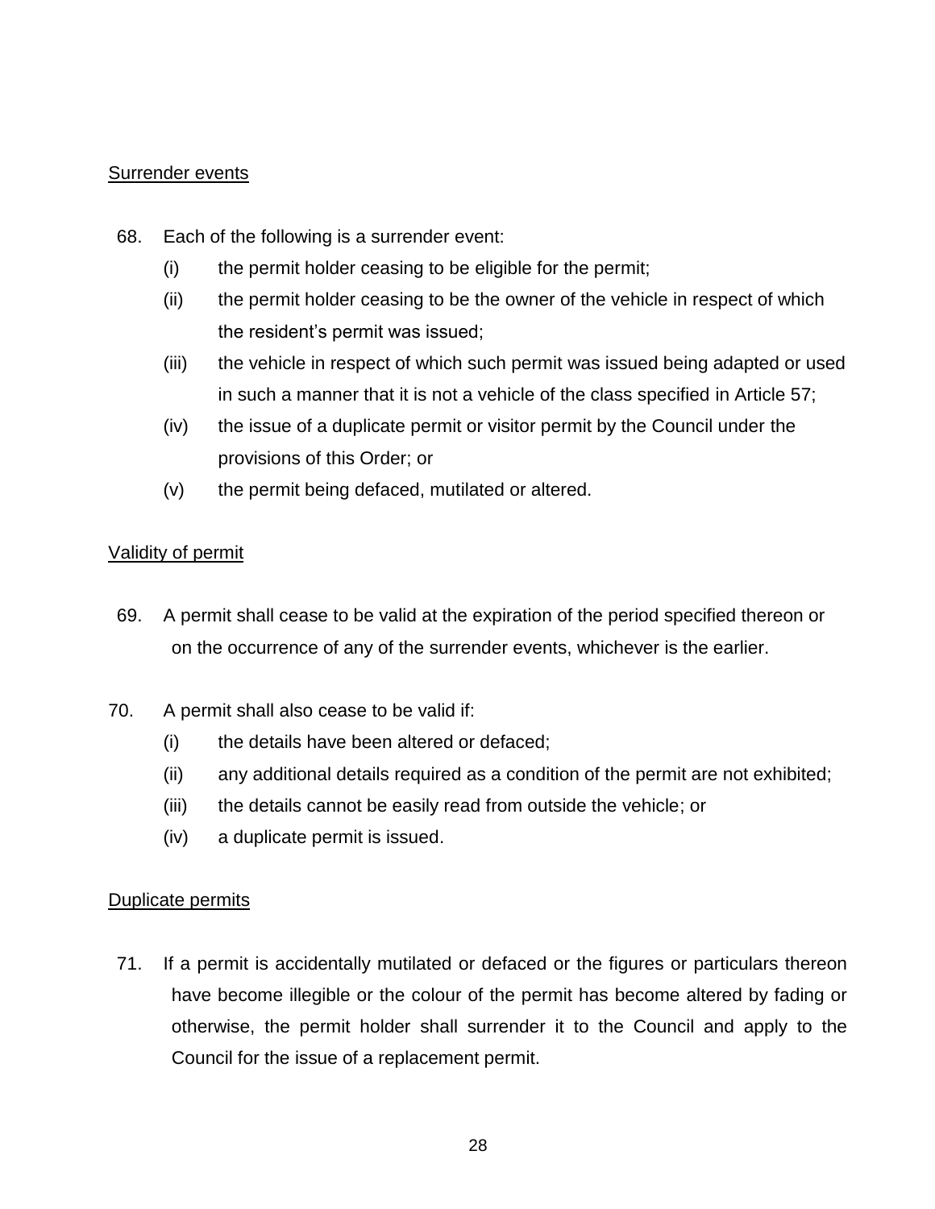Surrender events

68. Each of the following is a surrender event:

   (i) the permit holder ceasing to be eligible for the permit;

   (ii) the permit holder ceasing to be the owner of the vehicle in respect of which the resident's permit was issued;

   (iii) the vehicle in respect of which such permit was issued being adapted or used in such a manner that it is not a vehicle of the class specified in Article 57;

   (iv) the issue of a duplicate permit or visitor permit by the Council under the provisions of this Order; or

   (v) the permit being defaced, mutilated or altered.

Validity of permit

69. A permit shall cease to be valid at the expiration of the period specified thereon or on the occurrence of any of the surrender events, whichever is the earlier.

70. A permit shall also cease to be valid if:

   (i) the details have been altered or defaced;

   (ii) any additional details required as a condition of the permit are not exhibited;

   (iii) the details cannot be easily read from outside the vehicle; or

   (iv) a duplicate permit is issued.

Duplicate permits

71. If a permit is accidentally mutilated or defaced or the figures or particulars thereon have become illegible or the colour of the permit has become altered by fading or otherwise, the permit holder shall surrender it to the Council and apply to the Council for the issue of a replacement permit.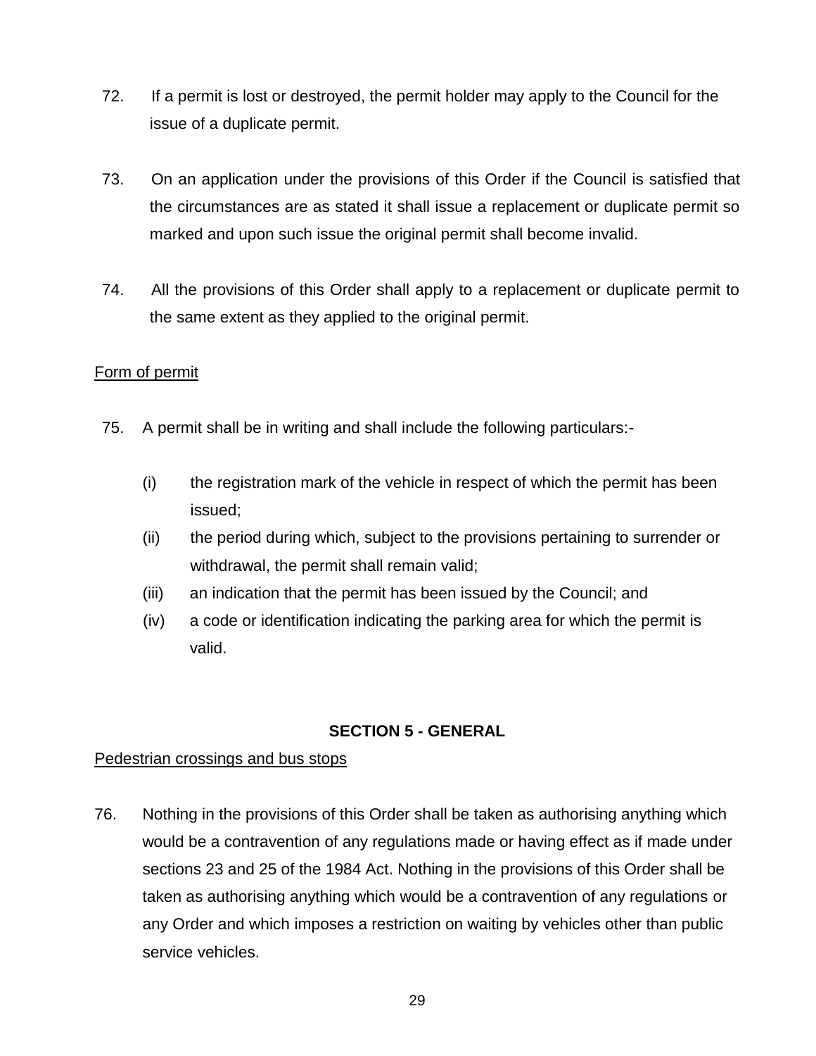72. If a permit is lost or destroyed, the permit holder may apply to the Council for the issue of a duplicate permit.

73. On an application under the provisions of this Order if the Council is satisfied that the circumstances are as stated it shall issue a replacement or duplicate permit so marked and upon such issue the original permit shall become invalid.

74. All the provisions of this Order shall apply to a replacement or duplicate permit to the same extent as they applied to the original permit.

<u>Form of permit</u>

75. A permit shall be in writing and shall include the following particulars:-

  (i) the registration mark of the vehicle in respect of which the permit has been issued;
  (ii) the period during which, subject to the provisions pertaining to surrender or withdrawal, the permit shall remain valid;
  (iii) an indication that the permit has been issued by the Council; and
  (iv) a code or identification indicating the parking area for which the permit is valid.

## SECTION 5 - GENERAL

<u>Pedestrian crossings and bus stops</u>

76. Nothing in the provisions of this Order shall be taken as authorising anything which would be a contravention of any regulations made or having effect as if made under sections 23 and 25 of the 1984 Act. Nothing in the provisions of this Order shall be taken as authorising anything which would be a contravention of any regulations or any Order and which imposes a restriction on waiting by vehicles other than public service vehicles.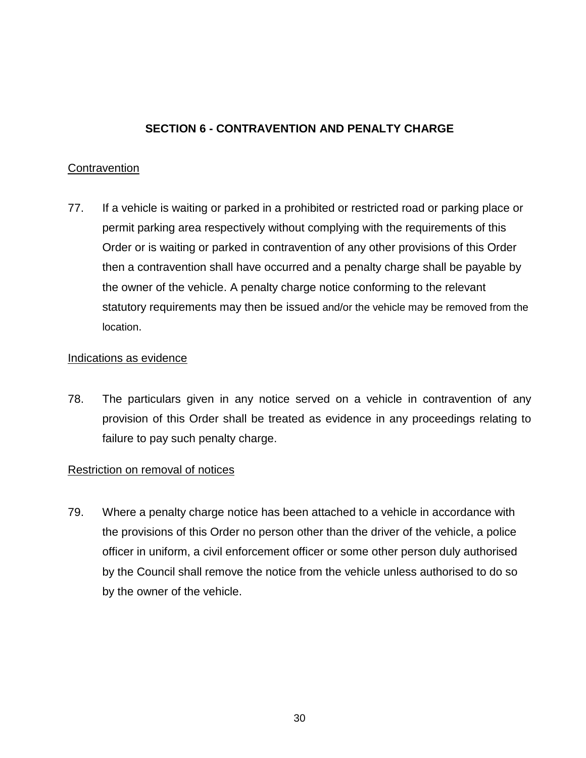## SECTION 6 - CONTRAVENTION AND PENALTY CHARGE

<u>Contravention</u>

77. If a vehicle is waiting or parked in a prohibited or restricted road or parking place or permit parking area respectively without complying with the requirements of this Order or is waiting or parked in contravention of any other provisions of this Order then a contravention shall have occurred and a penalty charge shall be payable by the owner of the vehicle. A penalty charge notice conforming to the relevant statutory requirements may then be issued and/or the vehicle may be removed from the location.

<u>Indications as evidence</u>

78. The particulars given in any notice served on a vehicle in contravention of any provision of this Order shall be treated as evidence in any proceedings relating to failure to pay such penalty charge.

<u>Restriction on removal of notices</u>

79. Where a penalty charge notice has been attached to a vehicle in accordance with the provisions of this Order no person other than the driver of the vehicle, a police officer in uniform, a civil enforcement officer or some other person duly authorised by the Council shall remove the notice from the vehicle unless authorised to do so by the owner of the vehicle.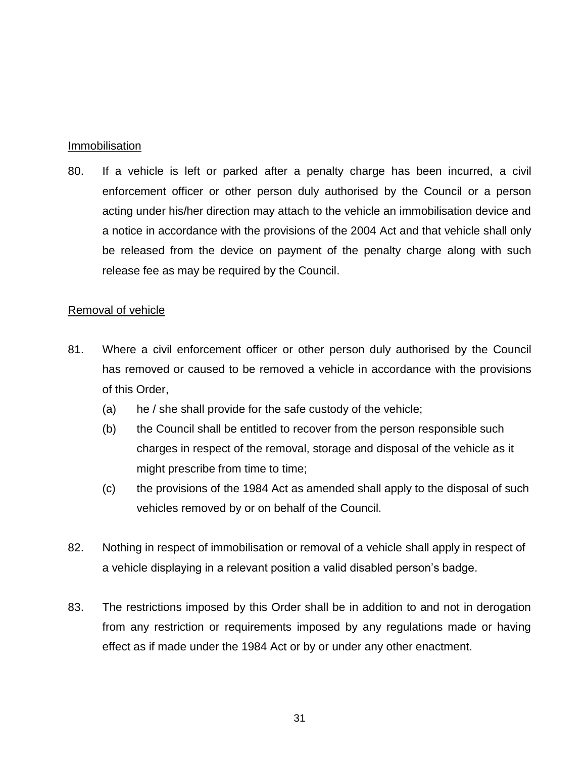Immobilisation

80. If a vehicle is left or parked after a penalty charge has been incurred, a civil enforcement officer or other person duly authorised by the Council or a person acting under his/her direction may attach to the vehicle an immobilisation device and a notice in accordance with the provisions of the 2004 Act and that vehicle shall only be released from the device on payment of the penalty charge along with such release fee as may be required by the Council.

Removal of vehicle

81. Where a civil enforcement officer or other person duly authorised by the Council has removed or caused to be removed a vehicle in accordance with the provisions of this Order,
   - (a) he / she shall provide for the safe custody of the vehicle;
   - (b) the Council shall be entitled to recover from the person responsible such charges in respect of the removal, storage and disposal of the vehicle as it might prescribe from time to time;
   - (c) the provisions of the 1984 Act as amended shall apply to the disposal of such vehicles removed by or on behalf of the Council.

82. Nothing in respect of immobilisation or removal of a vehicle shall apply in respect of a vehicle displaying in a relevant position a valid disabled person's badge.

83. The restrictions imposed by this Order shall be in addition to and not in derogation from any restriction or requirements imposed by any regulations made or having effect as if made under the 1984 Act or by or under any other enactment.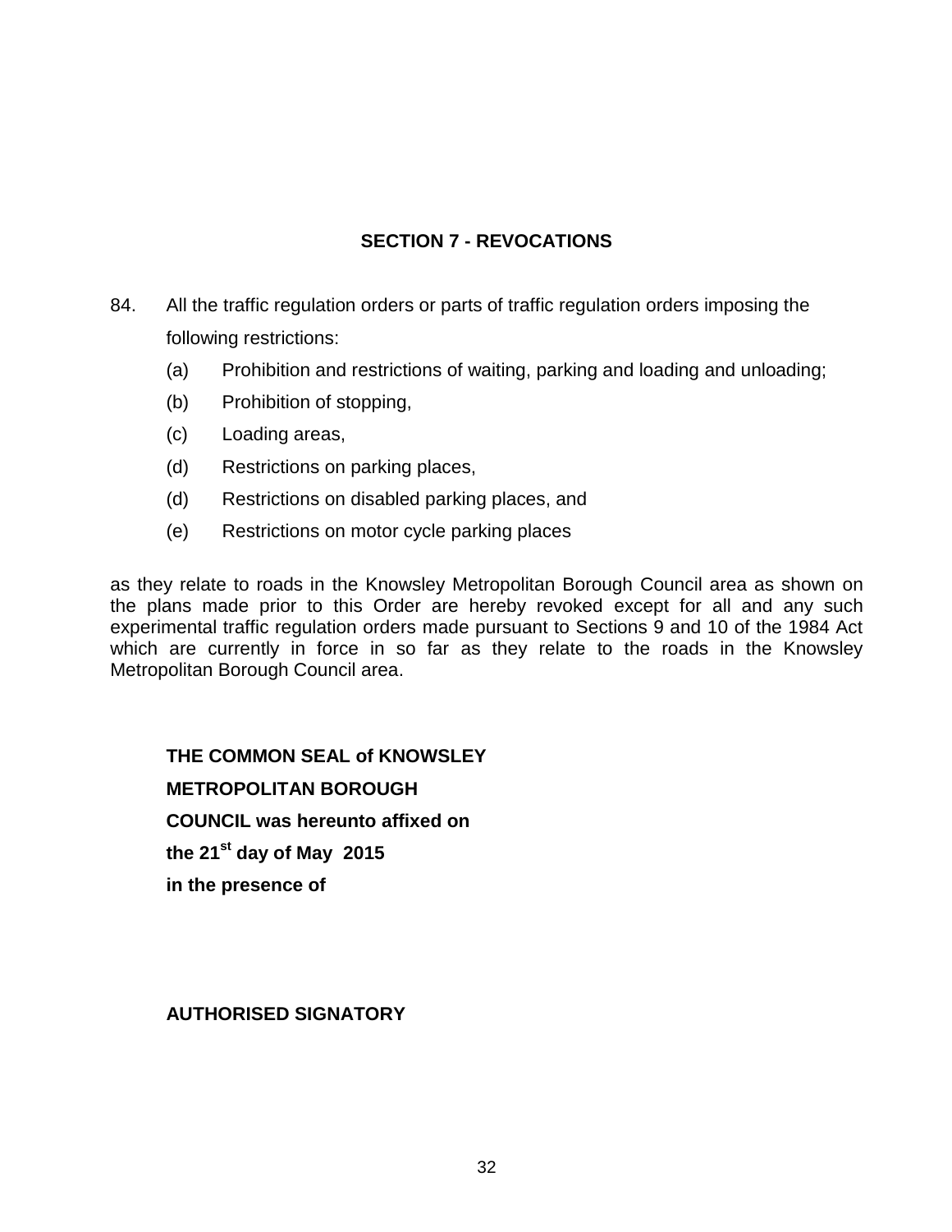## SECTION 7 - REVOCATIONS

84. All the traffic regulation orders or parts of traffic regulation orders imposing the following restrictions:

    (a) Prohibition and restrictions of waiting, parking and loading and unloading;

    (b) Prohibition of stopping,

    (c) Loading areas,

    (d) Restrictions on parking places,

    (d) Restrictions on disabled parking places, and

    (e) Restrictions on motor cycle parking places

as they relate to roads in the Knowsley Metropolitan Borough Council area as shown on the plans made prior to this Order are hereby revoked except for all and any such experimental traffic regulation orders made pursuant to Sections 9 and 10 of the 1984 Act which are currently in force in so far as they relate to the roads in the Knowsley Metropolitan Borough Council area.

**THE COMMON SEAL of KNOWSLEY**

**METROPOLITAN BOROUGH**

**COUNCIL was hereunto affixed on**

**the 21st day of May 2015**

**in the presence of**

**AUTHORISED SIGNATORY**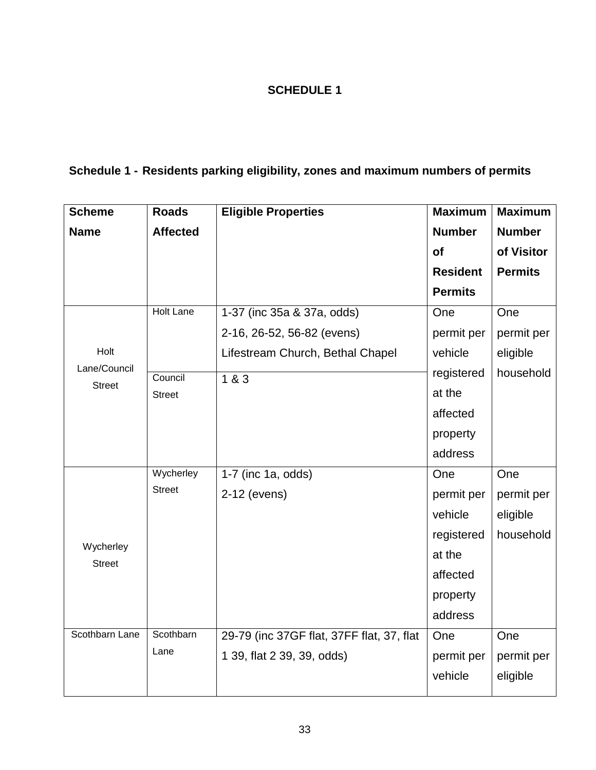**SCHEDULE 1**

**Schedule 1 - Residents parking eligibility, zones and maximum numbers of permits**

| Scheme Name | Roads Affected | Eligible Properties | Maximum Number of Resident Permits | Maximum Number of Visitor Permits |
|---|---|---|---|---|
| Holt Lane/Council Street | Holt Lane | 1-37 (inc 35a & 37a, odds)<br>2-16, 26-52, 56-82 (evens)<br>Lifestream Church, Bethal Chapel | One permit per vehicle registered at the affected property address | One permit per eligible household |
| | Council Street | 1 & 3 | | |
| Wycherley Street | Wycherley Street | 1-7 (inc 1a, odds)<br>2-12 (evens) | One permit per vehicle registered at the affected property address | One permit per eligible household |
| Scothbarn Lane | Scothbarn Lane | 29-79 (inc 37GF flat, 37FF flat, 37, flat 1 39, flat 2 39, 39, odds) | One permit per vehicle | One permit per eligible |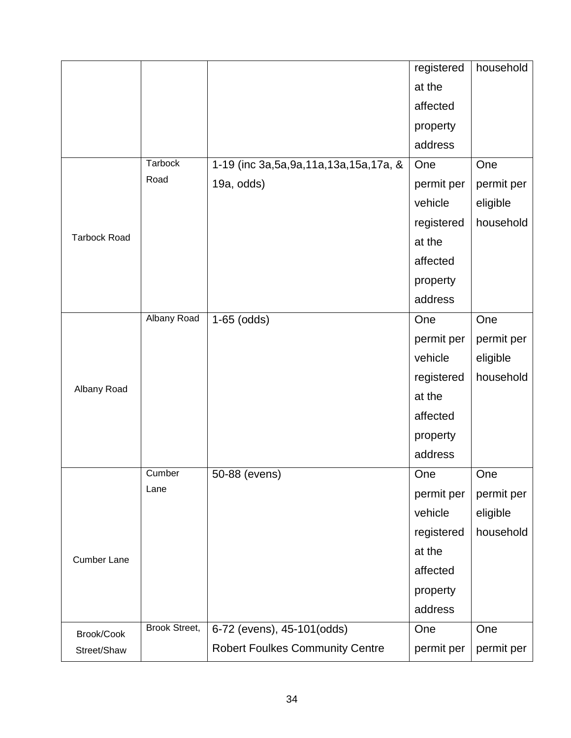| | | | registered at the affected property address | household |
|---|---|---|---|---|
| Tarbock Road | Tarbock Road | 1-19 (inc 3a,5a,9a,11a,13a,15a,17a, & 19a, odds) | One permit per vehicle registered at the affected property address | One permit per eligible household |
| Albany Road | Albany Road | 1-65 (odds) | One permit per vehicle registered at the affected property address | One permit per eligible household |
| Cumber Lane | Cumber Lane | 50-88 (evens) | One permit per vehicle registered at the affected property address | One permit per eligible household |
| Brook/Cook Street/Shaw | Brook Street, | 6-72 (evens), 45-101(odds) Robert Foulkes Community Centre | One permit per | One permit per |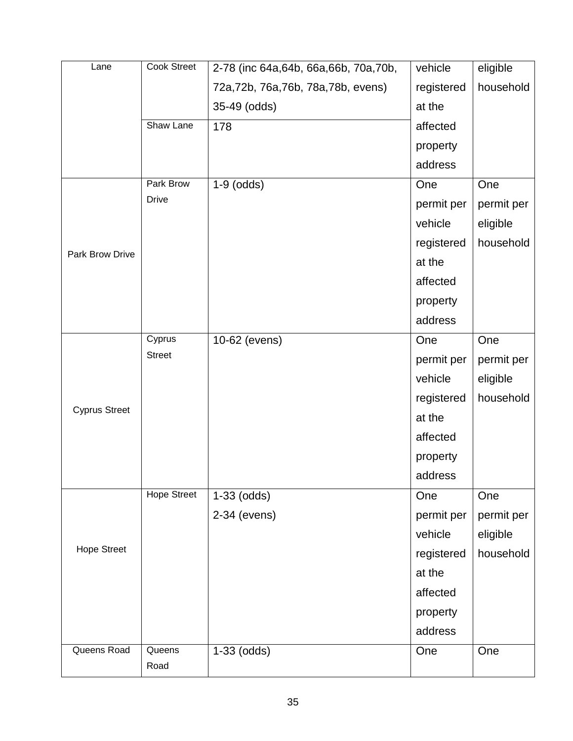| Lane | Cook Street | 2-78 (inc 64a,64b, 66a,66b, 70a,70b, 72a,72b, 76a,76b, 78a,78b, evens) 35-49 (odds) | vehicle registered at the affected property address | eligible household |
|---|---|---|---|---|
| | Shaw Lane | 178 | | |
| Park Brow Drive | Park Brow Drive | 1-9 (odds) | One permit per vehicle registered at the affected property address | One permit per eligible household |
| Cyprus Street | Cyprus Street | 10-62 (evens) | One permit per vehicle registered at the affected property address | One permit per eligible household |
| Hope Street | Hope Street | 1-33 (odds) 2-34 (evens) | One permit per vehicle registered at the affected property address | One permit per eligible household |
| Queens Road | Queens Road | 1-33 (odds) | One | One |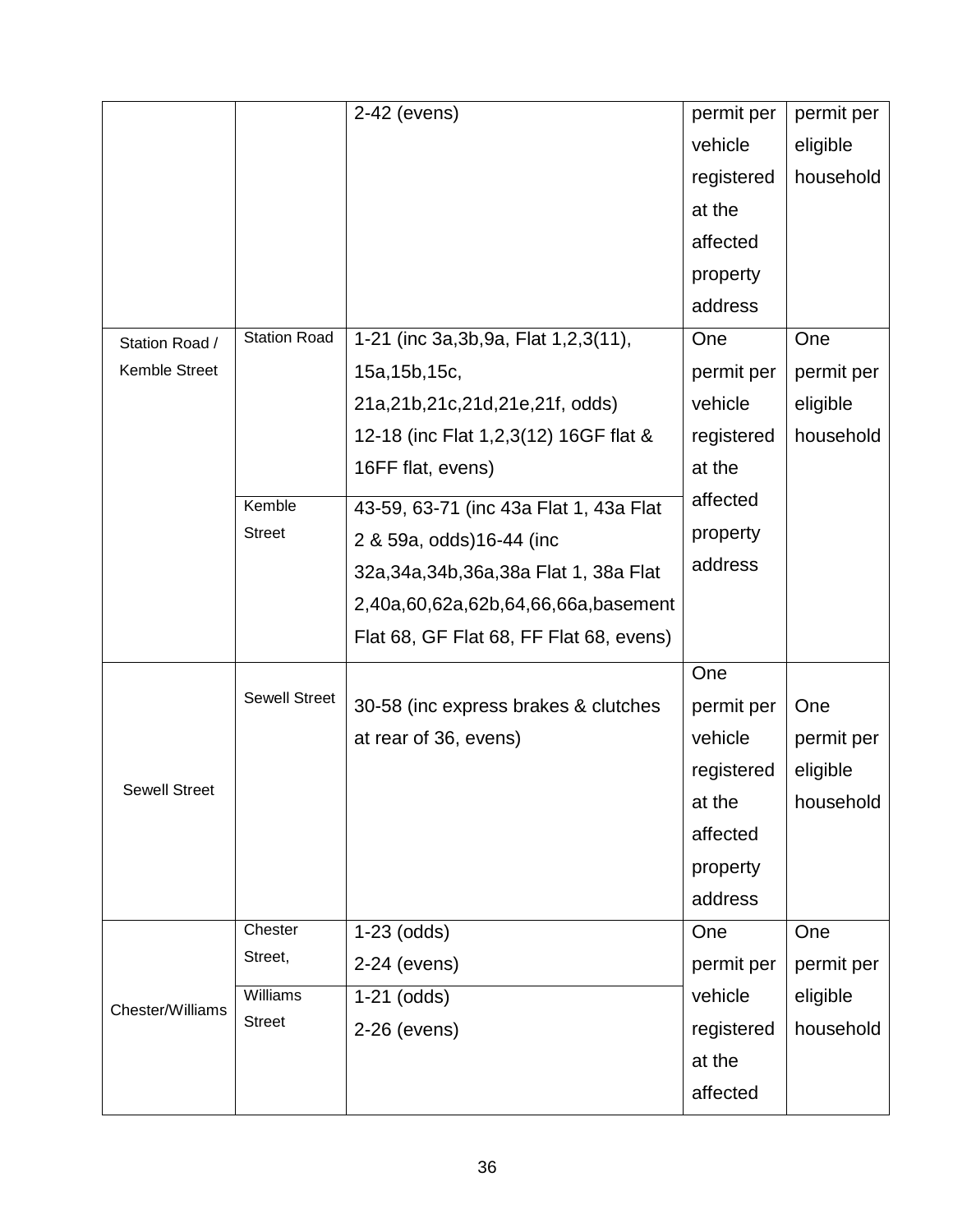| | | 2-42 (evens) | permit per vehicle registered at the affected property address | permit per eligible household |
|---|---|---|---|---|
| Station Road / Kemble Street | Station Road | 1-21 (inc 3a,3b,9a, Flat 1,2,3(11), 15a,15b,15c, 21a,21b,21c,21d,21e,21f, odds) 12-18 (inc Flat 1,2,3(12) 16GF flat & 16FF flat, evens) | One permit per vehicle registered at the affected property address | One permit per eligible household |
| | Kemble Street | 43-59, 63-71 (inc 43a Flat 1, 43a Flat 2 & 59a, odds)16-44 (inc 32a,34a,34b,36a,38a Flat 1, 38a Flat 2,40a,60,62a,62b,64,66,66a,basement Flat 68, GF Flat 68, FF Flat 68, evens) | | |
| Sewell Street | Sewell Street | 30-58 (inc express brakes & clutches at rear of 36, evens) | One permit per vehicle registered at the affected property address | One permit per eligible household |
| Chester/Williams | Chester Street, | 1-23 (odds) 2-24 (evens) | One permit per vehicle registered at the affected | One permit per eligible household |
| | Williams Street | 1-21 (odds) 2-26 (evens) | | |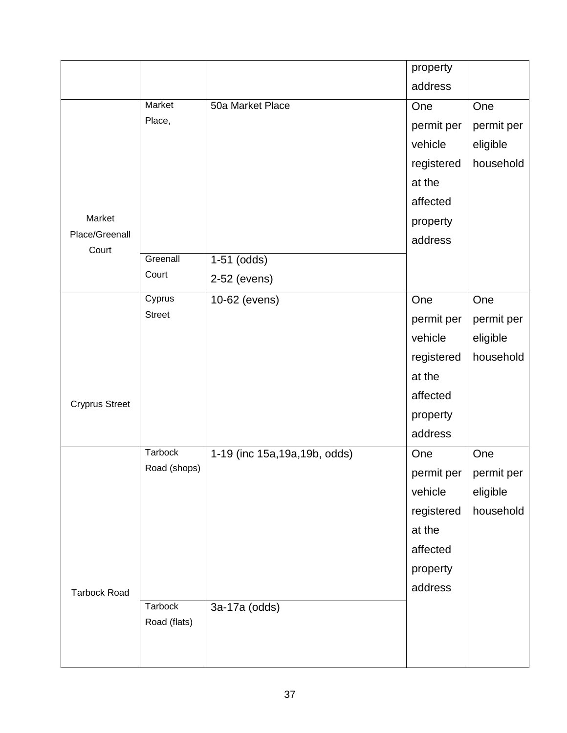| | | | property address | |
|---|---|---|---|---|
| Market Place/Greenall Court | Market Place, | 50a Market Place | One permit per vehicle registered at the affected property address | One permit per eligible household |
| | Greenall Court | 1-51 (odds)<br>2-52 (evens) | | |
| Cryprus Street | Cyprus Street | 10-62 (evens) | One permit per vehicle registered at the affected property address | One permit per eligible household |
| Tarbock Road | Tarbock Road (shops) | 1-19 (inc 15a,19a,19b, odds) | One permit per vehicle registered at the affected property address | One permit per eligible household |
| | Tarbock Road (flats) | 3a-17a (odds) | | |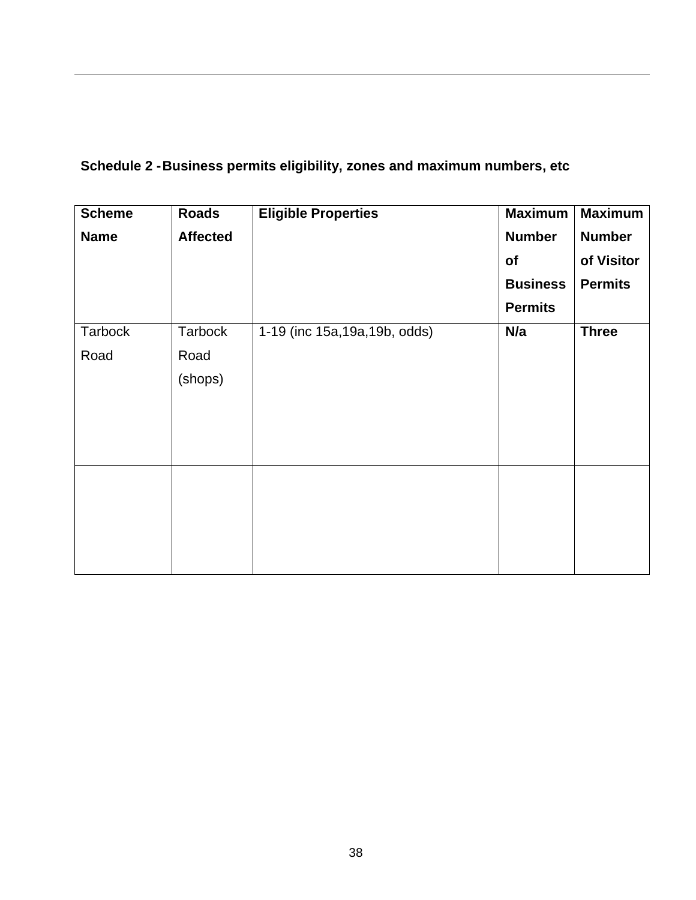**Schedule 2 - Business permits eligibility, zones and maximum numbers, etc**

| Scheme Name | Roads Affected | Eligible Properties | Maximum Number of Business Permits | Maximum Number of Visitor Permits |
|---|---|---|---|---|
| Tarbock Road | Tarbock Road (shops) | 1-19 (inc 15a,19a,19b, odds) | **N/a** | **Three** |
| | | | | |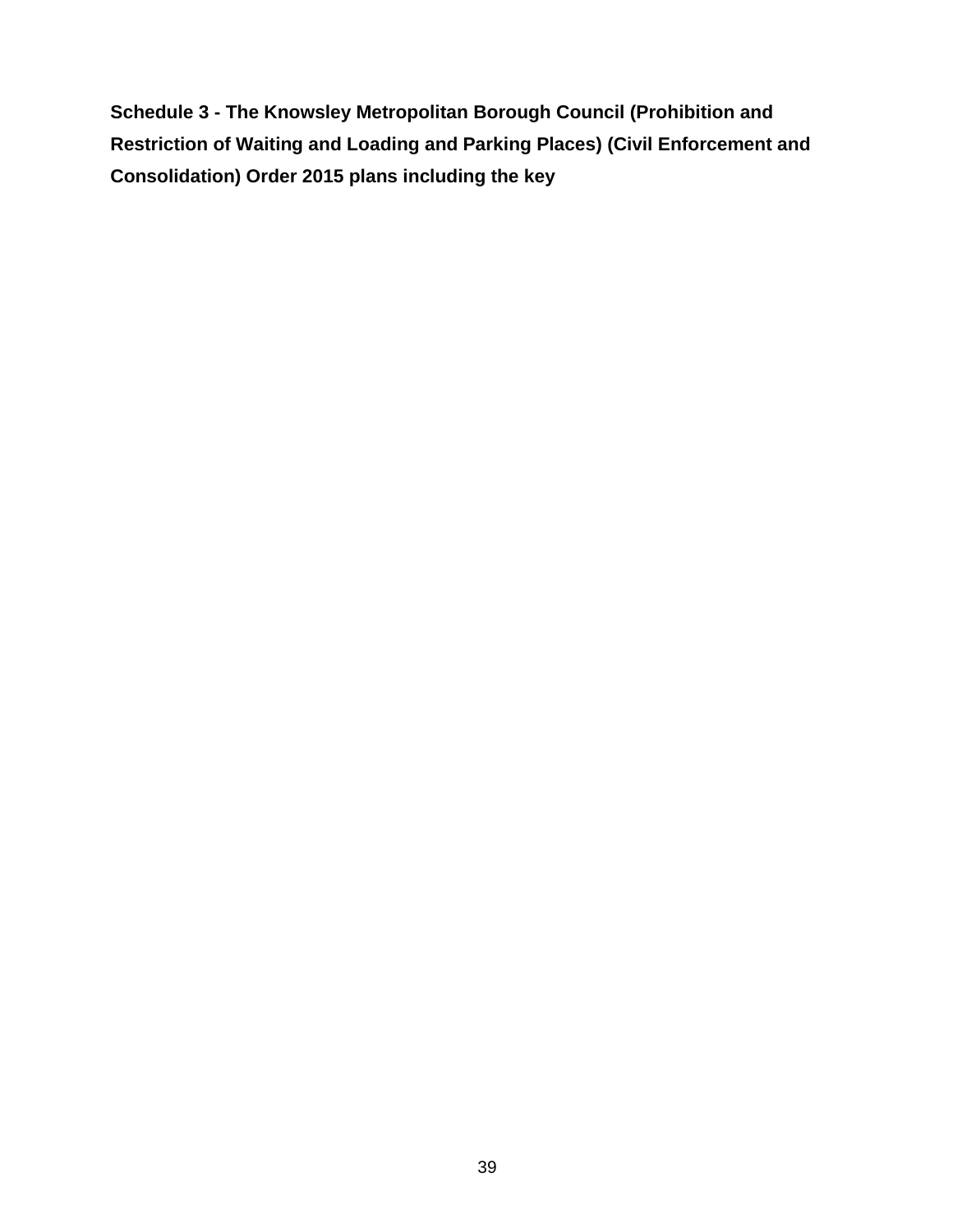**Schedule 3 - The Knowsley Metropolitan Borough Council (Prohibition and Restriction of Waiting and Loading and Parking Places) (Civil Enforcement and Consolidation) Order 2015 plans including the key**